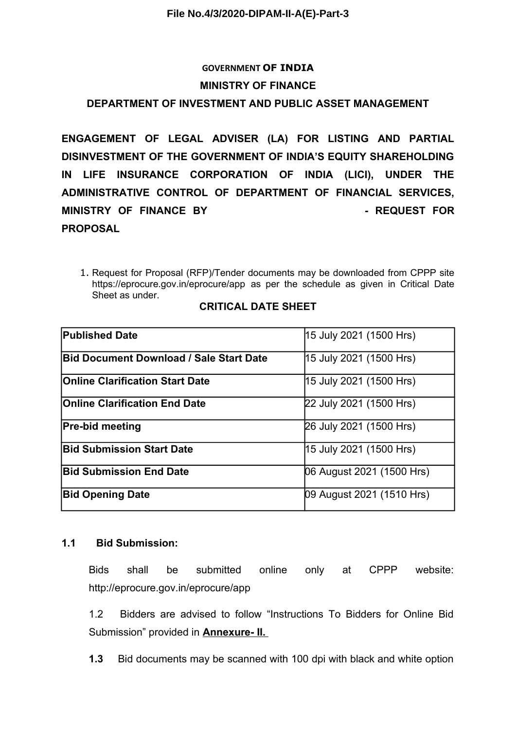File No.4/3/2020-DIPAM-II-A(E)-Part-3

**GOVERNMENT OF INDIA**

**MINISTRY OF FINANCE**

**DEPARTMENT OF INVESTMENT AND PUBLIC ASSET MANAGEMENT**

**ENGAGEMENT OF LEGAL ADVISER (LA) FOR LISTING AND PARTIAL DISINVESTMENT OF THE GOVERNMENT OF INDIA'S EQUITY SHAREHOLDING IN LIFE INSURANCE CORPORATION OF INDIA (LICI), UNDER THE ADMINISTRATIVE CONTROL OF DEPARTMENT OF FINANCIAL SERVICES, MINISTRY OF FINANCE BY - REQUEST FOR PROPOSAL**

1. Request for Proposal (RFP)/Tender documents may be downloaded from CPPP site https://eprocure.gov.in/eprocure/app as per the schedule as given in Critical Date Sheet as under.

**CRITICAL DATE SHEET**

| | |
|---|---|
| **Published Date** | 15 July 2021 (1500 Hrs) |
| **Bid Document Download / Sale Start Date** | 15 July 2021 (1500 Hrs) |
| **Online Clarification Start Date** | 15 July 2021 (1500 Hrs) |
| **Online Clarification End Date** | 22 July 2021 (1500 Hrs) |
| **Pre-bid meeting** | 26 July 2021 (1500 Hrs) |
| **Bid Submission Start Date** | 15 July 2021 (1500 Hrs) |
| **Bid Submission End Date** | 06 August 2021 (1500 Hrs) |
| **Bid Opening Date** | 09 August 2021 (1510 Hrs) |

**1.1 Bid Submission:**

Bids shall be submitted online only at CPPP website: http://eprocure.gov.in/eprocure/app

1.2 Bidders are advised to follow "Instructions To Bidders for Online Bid Submission" provided in **Annexure- II.**

**1.3** Bid documents may be scanned with 100 dpi with black and white option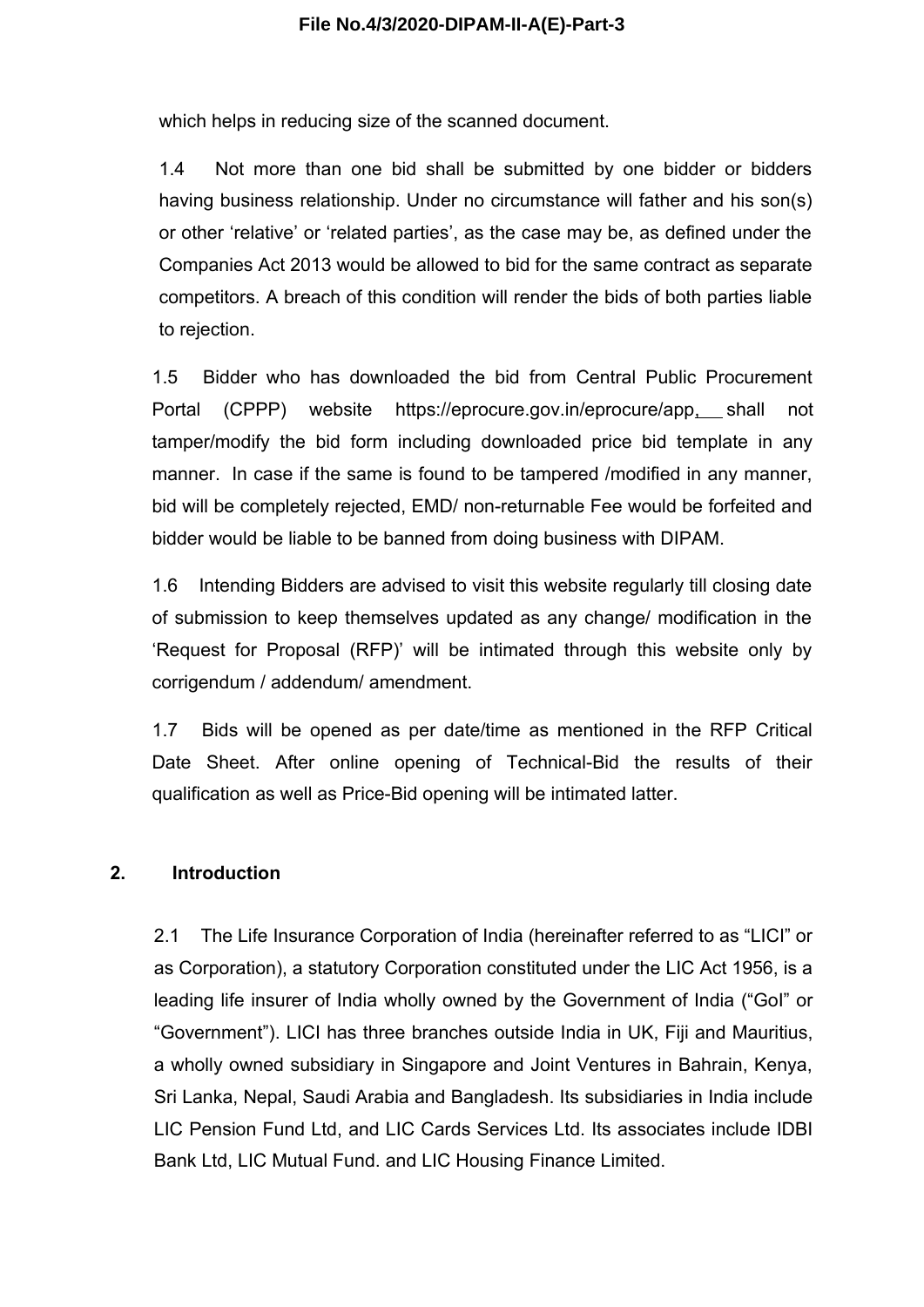which helps in reducing size of the scanned document.

1.4 Not more than one bid shall be submitted by one bidder or bidders having business relationship. Under no circumstance will father and his son(s) or other 'relative' or 'related parties', as the case may be, as defined under the Companies Act 2013 would be allowed to bid for the same contract as separate competitors. A breach of this condition will render the bids of both parties liable to rejection.

1.5 Bidder who has downloaded the bid from Central Public Procurement Portal (CPPP) website https://eprocure.gov.in/eprocure/app, shall not tamper/modify the bid form including downloaded price bid template in any manner. In case if the same is found to be tampered /modified in any manner, bid will be completely rejected, EMD/ non-returnable Fee would be forfeited and bidder would be liable to be banned from doing business with DIPAM.

1.6 Intending Bidders are advised to visit this website regularly till closing date of submission to keep themselves updated as any change/ modification in the 'Request for Proposal (RFP)' will be intimated through this website only by corrigendum / addendum/ amendment.

1.7 Bids will be opened as per date/time as mentioned in the RFP Critical Date Sheet. After online opening of Technical-Bid the results of their qualification as well as Price-Bid opening will be intimated latter.

## 2. Introduction

2.1 The Life Insurance Corporation of India (hereinafter referred to as "LICI" or as Corporation), a statutory Corporation constituted under the LIC Act 1956, is a leading life insurer of India wholly owned by the Government of India ("GoI" or "Government"). LICI has three branches outside India in UK, Fiji and Mauritius, a wholly owned subsidiary in Singapore and Joint Ventures in Bahrain, Kenya, Sri Lanka, Nepal, Saudi Arabia and Bangladesh. Its subsidiaries in India include LIC Pension Fund Ltd, and LIC Cards Services Ltd. Its associates include IDBI Bank Ltd, LIC Mutual Fund. and LIC Housing Finance Limited.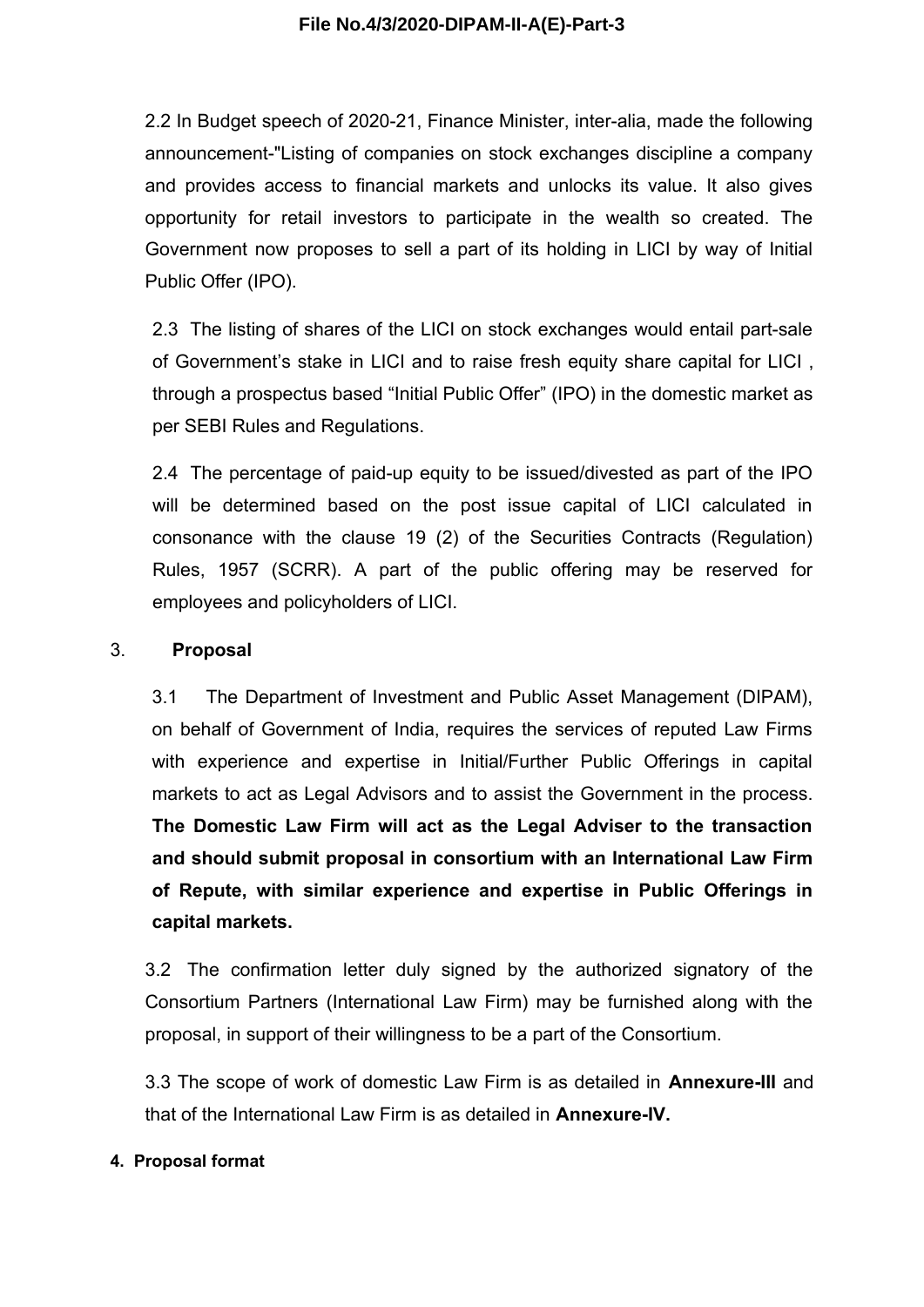2.2 In Budget speech of 2020-21, Finance Minister, inter-alia, made the following announcement-"Listing of companies on stock exchanges discipline a company and provides access to financial markets and unlocks its value. It also gives opportunity for retail investors to participate in the wealth so created. The Government now proposes to sell a part of its holding in LICI by way of Initial Public Offer (IPO).

2.3 The listing of shares of the LICI on stock exchanges would entail part-sale of Government's stake in LICI and to raise fresh equity share capital for LICI , through a prospectus based "Initial Public Offer" (IPO) in the domestic market as per SEBI Rules and Regulations.

2.4 The percentage of paid-up equity to be issued/divested as part of the IPO will be determined based on the post issue capital of LICI calculated in consonance with the clause 19 (2) of the Securities Contracts (Regulation) Rules, 1957 (SCRR). A part of the public offering may be reserved for employees and policyholders of LICI.

## 3. Proposal

3.1 The Department of Investment and Public Asset Management (DIPAM), on behalf of Government of India, requires the services of reputed Law Firms with experience and expertise in Initial/Further Public Offerings in capital markets to act as Legal Advisors and to assist the Government in the process. **The Domestic Law Firm will act as the Legal Adviser to the transaction and should submit proposal in consortium with an International Law Firm of Repute, with similar experience and expertise in Public Offerings in capital markets.**

3.2 The confirmation letter duly signed by the authorized signatory of the Consortium Partners (International Law Firm) may be furnished along with the proposal, in support of their willingness to be a part of the Consortium.

3.3 The scope of work of domestic Law Firm is as detailed in **Annexure-III** and that of the International Law Firm is as detailed in **Annexure-IV.**

## 4. Proposal format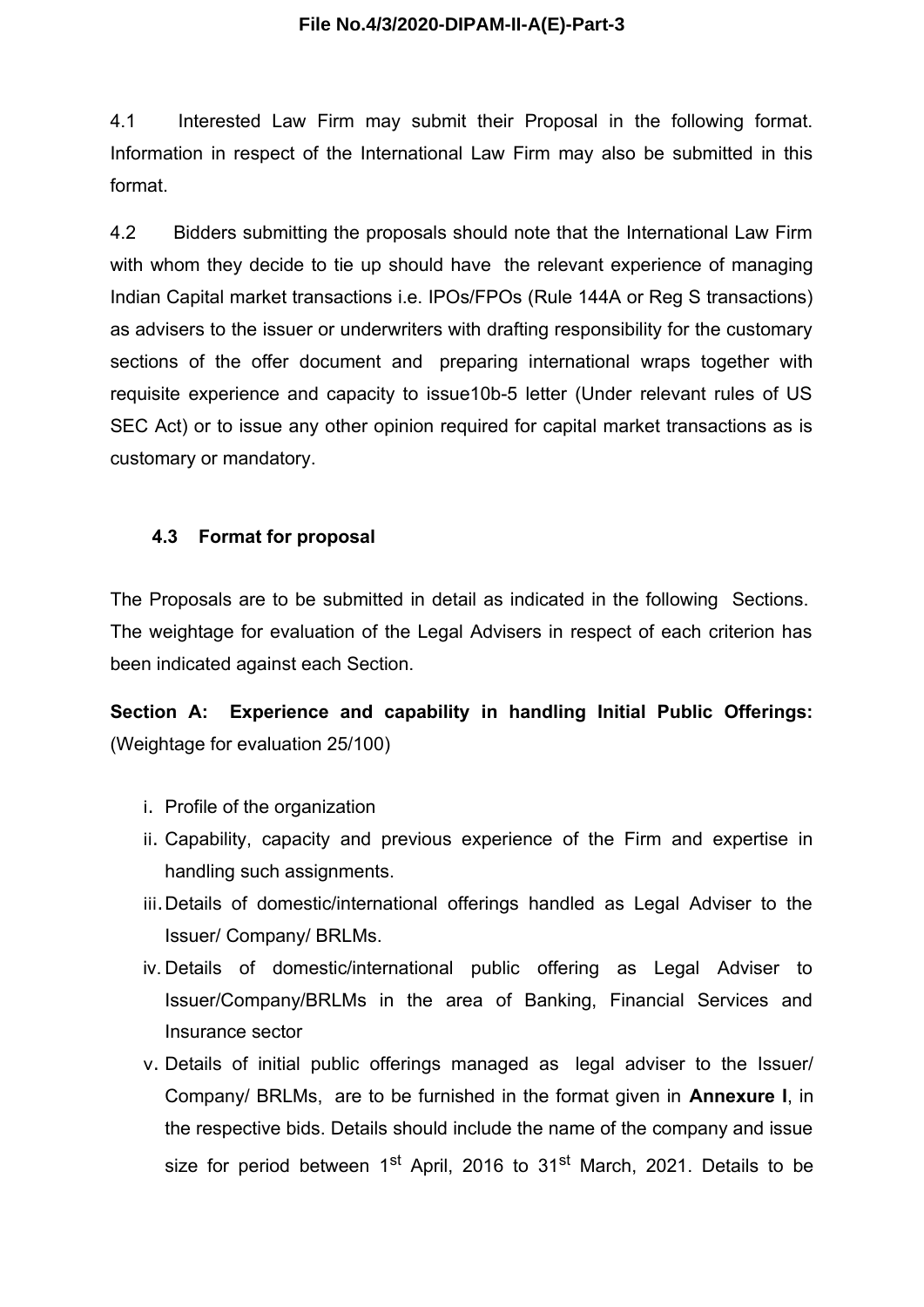4.1 Interested Law Firm may submit their Proposal in the following format. Information in respect of the International Law Firm may also be submitted in this format.

4.2 Bidders submitting the proposals should note that the International Law Firm with whom they decide to tie up should have the relevant experience of managing Indian Capital market transactions i.e. IPOs/FPOs (Rule 144A or Reg S transactions) as advisers to the issuer or underwriters with drafting responsibility for the customary sections of the offer document and preparing international wraps together with requisite experience and capacity to issue10b-5 letter (Under relevant rules of US SEC Act) or to issue any other opinion required for capital market transactions as is customary or mandatory.

### 4.3 Format for proposal

The Proposals are to be submitted in detail as indicated in the following Sections. The weightage for evaluation of the Legal Advisers in respect of each criterion has been indicated against each Section.

**Section A: Experience and capability in handling Initial Public Offerings:** (Weightage for evaluation 25/100)

i. Profile of the organization
ii. Capability, capacity and previous experience of the Firm and expertise in handling such assignments.
iii. Details of domestic/international offerings handled as Legal Adviser to the Issuer/ Company/ BRLMs.
iv. Details of domestic/international public offering as Legal Adviser to Issuer/Company/BRLMs in the area of Banking, Financial Services and Insurance sector
v. Details of initial public offerings managed as legal adviser to the Issuer/ Company/ BRLMs, are to be furnished in the format given in **Annexure I**, in the respective bids. Details should include the name of the company and issue size for period between 1st April, 2016 to 31st March, 2021. Details to be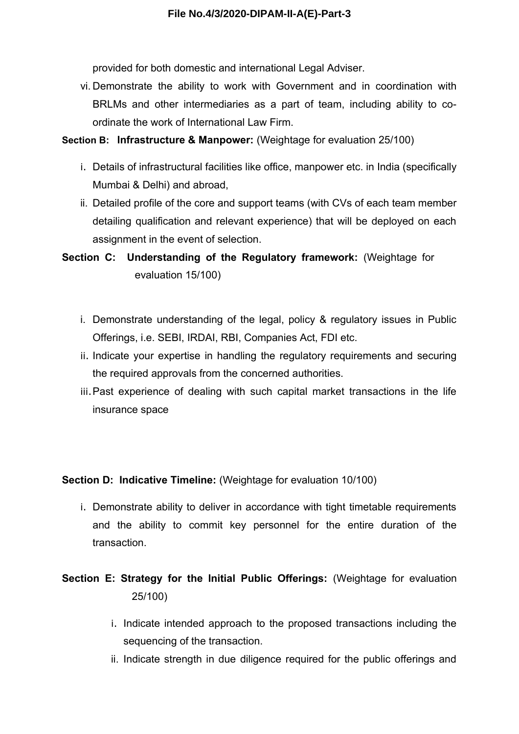provided for both domestic and international Legal Adviser.

vi. Demonstrate the ability to work with Government and in coordination with BRLMs and other intermediaries as a part of team, including ability to co-ordinate the work of International Law Firm.

**Section B: Infrastructure & Manpower:** (Weightage for evaluation 25/100)

i. Details of infrastructural facilities like office, manpower etc. in India (specifically Mumbai & Delhi) and abroad,

ii. Detailed profile of the core and support teams (with CVs of each team member detailing qualification and relevant experience) that will be deployed on each assignment in the event of selection.

**Section C: Understanding of the Regulatory framework:** (Weightage for evaluation 15/100)

i. Demonstrate understanding of the legal, policy & regulatory issues in Public Offerings, i.e. SEBI, IRDAI, RBI, Companies Act, FDI etc.

ii. Indicate your expertise in handling the regulatory requirements and securing the required approvals from the concerned authorities.

iii. Past experience of dealing with such capital market transactions in the life insurance space

**Section D: Indicative Timeline:** (Weightage for evaluation 10/100)

i. Demonstrate ability to deliver in accordance with tight timetable requirements and the ability to commit key personnel for the entire duration of the transaction.

**Section E: Strategy for the Initial Public Offerings:** (Weightage for evaluation 25/100)

i. Indicate intended approach to the proposed transactions including the sequencing of the transaction.

ii. Indicate strength in due diligence required for the public offerings and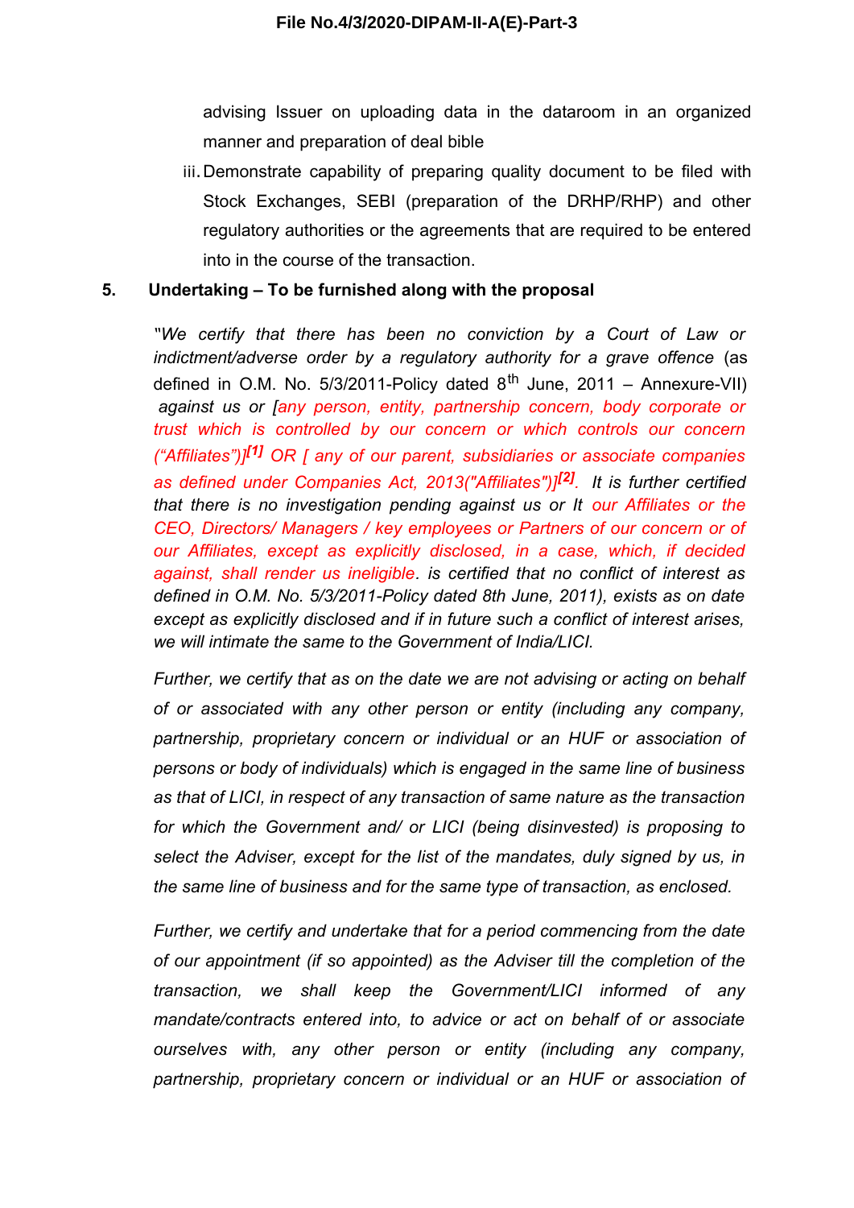advising Issuer on uploading data in the dataroom in an organized manner and preparation of deal bible

iii. Demonstrate capability of preparing quality document to be filed with Stock Exchanges, SEBI (preparation of the DRHP/RHP) and other regulatory authorities or the agreements that are required to be entered into in the course of the transaction.

## 5. Undertaking – To be furnished along with the proposal

*"We certify that there has been no conviction by a Court of Law or indictment/adverse order by a regulatory authority for a grave offence* (as defined in O.M. No. 5/3/2011-Policy dated 8th June, 2011 – Annexure-VII) *against us or [any person, entity, partnership concern, body corporate or trust which is controlled by our concern or which controls our concern ("Affiliates")][1] OR [ any of our parent, subsidiaries or associate companies as defined under Companies Act, 2013("Affiliates")][2]. It is further certified that there is no investigation pending against us or It our Affiliates or the CEO, Directors/ Managers / key employees or Partners of our concern or of our Affiliates, except as explicitly disclosed, in a case, which, if decided against, shall render us ineligible. is certified that no conflict of interest as defined in O.M. No. 5/3/2011-Policy dated 8th June, 2011), exists as on date except as explicitly disclosed and if in future such a conflict of interest arises, we will intimate the same to the Government of India/LICI.*

*Further, we certify that as on the date we are not advising or acting on behalf of or associated with any other person or entity (including any company, partnership, proprietary concern or individual or an HUF or association of persons or body of individuals) which is engaged in the same line of business as that of LICI, in respect of any transaction of same nature as the transaction for which the Government and/ or LICI (being disinvested) is proposing to select the Adviser, except for the list of the mandates, duly signed by us, in the same line of business and for the same type of transaction, as enclosed.*

*Further, we certify and undertake that for a period commencing from the date of our appointment (if so appointed) as the Adviser till the completion of the transaction, we shall keep the Government/LICI informed of any mandate/contracts entered into, to advice or act on behalf of or associate ourselves with, any other person or entity (including any company, partnership, proprietary concern or individual or an HUF or association of*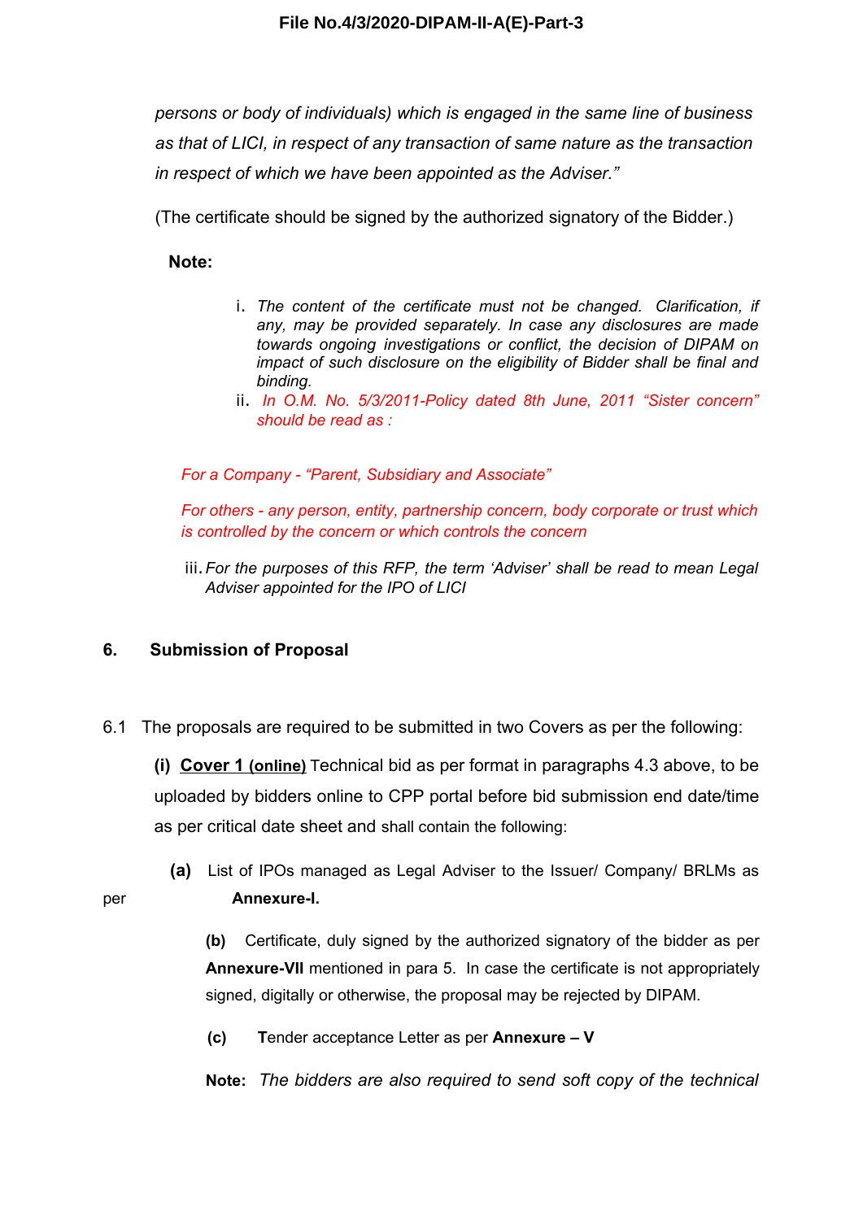*persons or body of individuals) which is engaged in the same line of business as that of LICI, in respect of any transaction of same nature as the transaction in respect of which we have been appointed as the Adviser."*

(The certificate should be signed by the authorized signatory of the Bidder.)

**Note:**

i. *The content of the certificate must not be changed. Clarification, if any, may be provided separately. In case any disclosures are made towards ongoing investigations or conflict, the decision of DIPAM on impact of such disclosure on the eligibility of Bidder shall be final and binding.*

ii. *In O.M. No. 5/3/2011-Policy dated 8th June, 2011 "Sister concern" should be read as :*

*For a Company - "Parent, Subsidiary and Associate"*

*For others - any person, entity, partnership concern, body corporate or trust which is controlled by the concern or which controls the concern*

iii. *For the purposes of this RFP, the term 'Adviser' shall be read to mean Legal Adviser appointed for the IPO of LICI*

## 6. Submission of Proposal

6.1 The proposals are required to be submitted in two Covers as per the following:

**(i)** **<u>Cover 1 (online)</u>** Technical bid as per format in paragraphs 4.3 above, to be uploaded by bidders online to CPP portal before bid submission end date/time as per critical date sheet and shall contain the following:

**(a)** List of IPOs managed as Legal Adviser to the Issuer/ Company/ BRLMs as per **Annexure-I.**

**(b)** Certificate, duly signed by the authorized signatory of the bidder as per **Annexure-VII** mentioned in para 5. In case the certificate is not appropriately signed, digitally or otherwise, the proposal may be rejected by DIPAM.

**(c)** **T**ender acceptance Letter as per **Annexure – V**

**Note:** *The bidders are also required to send soft copy of the technical*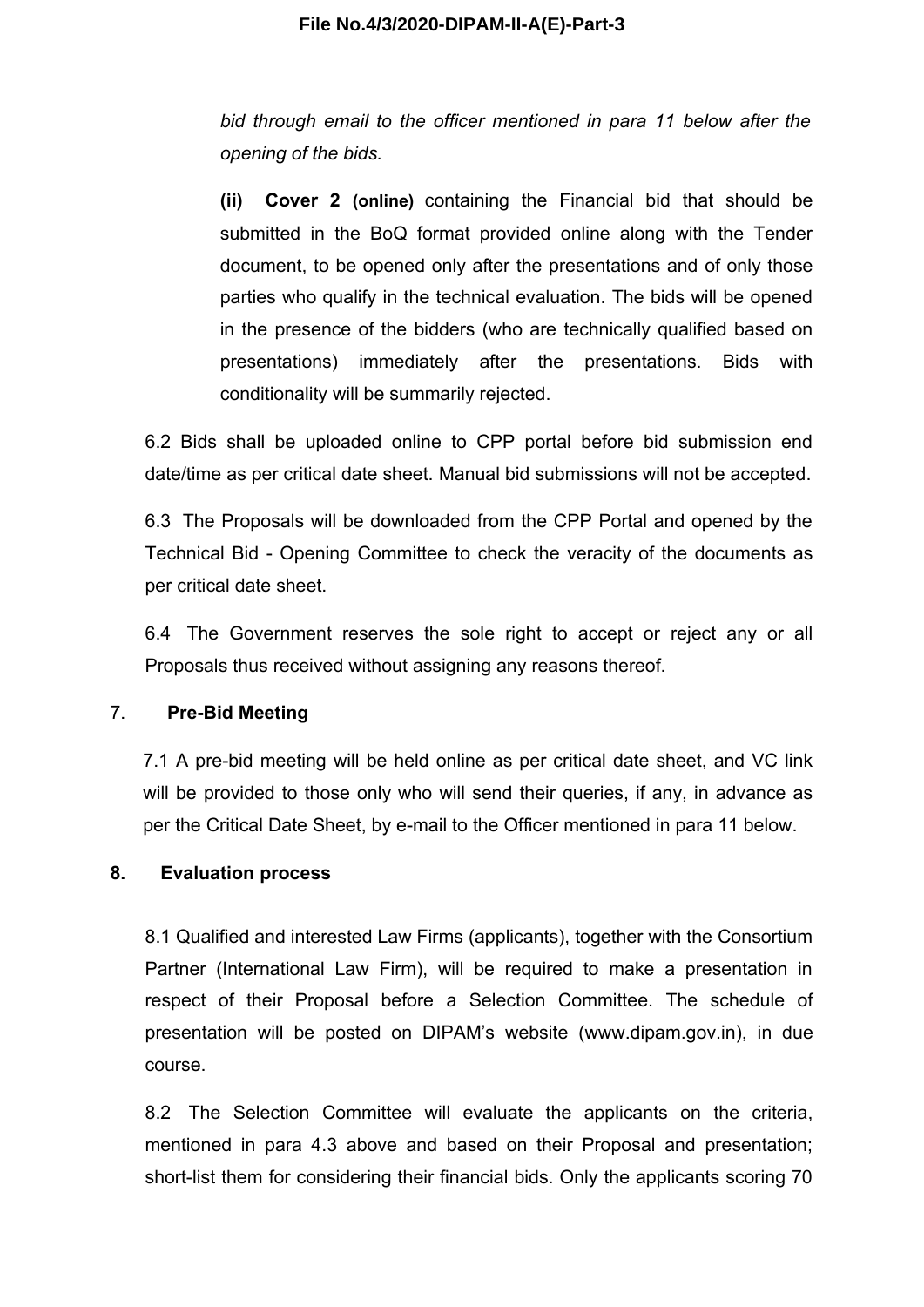*bid through email to the officer mentioned in para 11 below after the opening of the bids.*

**(ii) Cover 2 (online)** containing the Financial bid that should be submitted in the BoQ format provided online along with the Tender document, to be opened only after the presentations and of only those parties who qualify in the technical evaluation. The bids will be opened in the presence of the bidders (who are technically qualified based on presentations) immediately after the presentations. Bids with conditionality will be summarily rejected.

6.2 Bids shall be uploaded online to CPP portal before bid submission end date/time as per critical date sheet. Manual bid submissions will not be accepted.

6.3 The Proposals will be downloaded from the CPP Portal and opened by the Technical Bid - Opening Committee to check the veracity of the documents as per critical date sheet.

6.4 The Government reserves the sole right to accept or reject any or all Proposals thus received without assigning any reasons thereof.

7. **Pre-Bid Meeting**

7.1 A pre-bid meeting will be held online as per critical date sheet, and VC link will be provided to those only who will send their queries, if any, in advance as per the Critical Date Sheet, by e-mail to the Officer mentioned in para 11 below.

**8. Evaluation process**

8.1 Qualified and interested Law Firms (applicants), together with the Consortium Partner (International Law Firm), will be required to make a presentation in respect of their Proposal before a Selection Committee. The schedule of presentation will be posted on DIPAM's website (www.dipam.gov.in), in due course.

8.2 The Selection Committee will evaluate the applicants on the criteria, mentioned in para 4.3 above and based on their Proposal and presentation; short-list them for considering their financial bids. Only the applicants scoring 70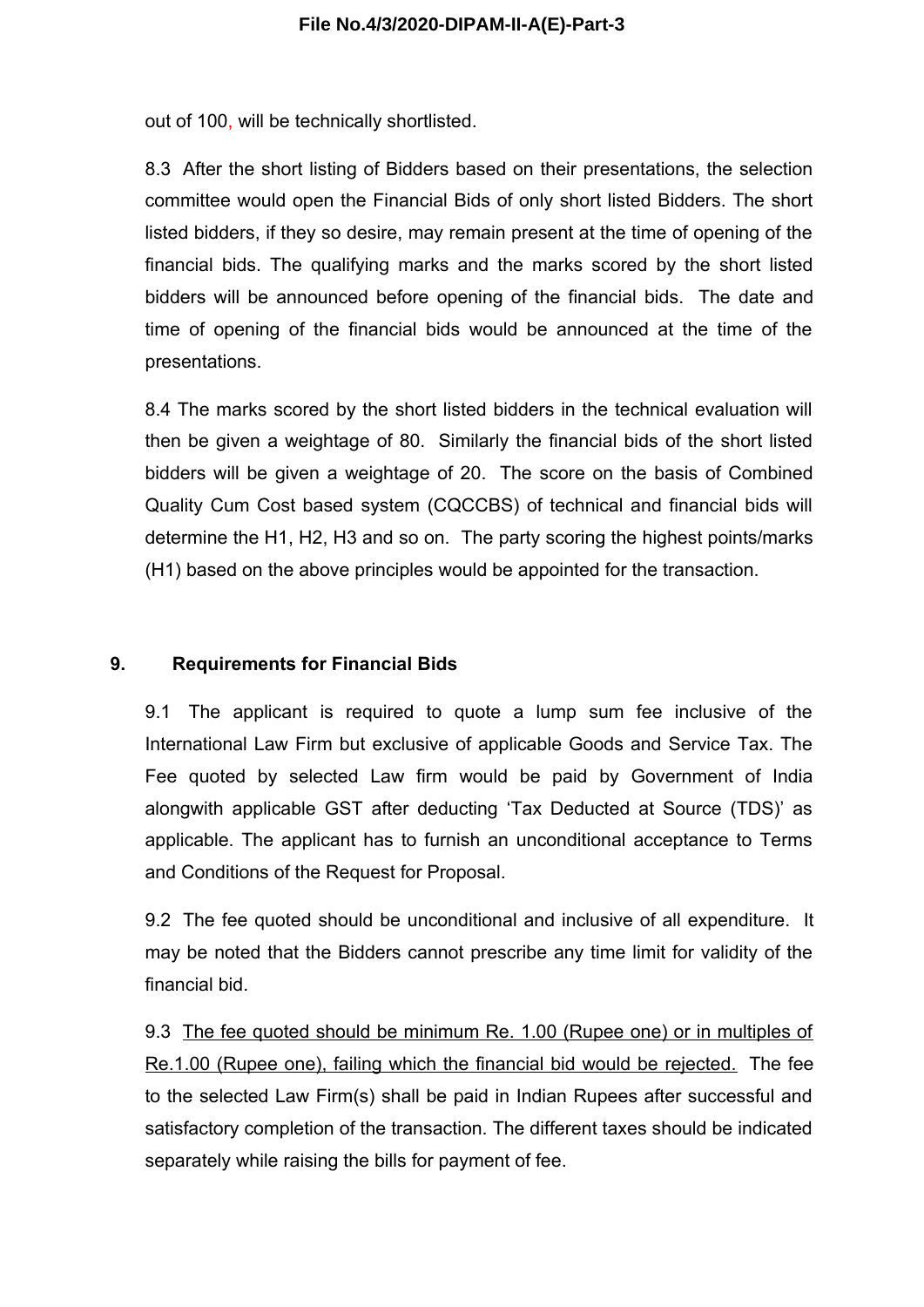out of 100, will be technically shortlisted.

8.3 After the short listing of Bidders based on their presentations, the selection committee would open the Financial Bids of only short listed Bidders. The short listed bidders, if they so desire, may remain present at the time of opening of the financial bids. The qualifying marks and the marks scored by the short listed bidders will be announced before opening of the financial bids. The date and time of opening of the financial bids would be announced at the time of the presentations.

8.4 The marks scored by the short listed bidders in the technical evaluation will then be given a weightage of 80. Similarly the financial bids of the short listed bidders will be given a weightage of 20. The score on the basis of Combined Quality Cum Cost based system (CQCCBS) of technical and financial bids will determine the H1, H2, H3 and so on. The party scoring the highest points/marks (H1) based on the above principles would be appointed for the transaction.

## 9. Requirements for Financial Bids

9.1 The applicant is required to quote a lump sum fee inclusive of the International Law Firm but exclusive of applicable Goods and Service Tax. The Fee quoted by selected Law firm would be paid by Government of India alongwith applicable GST after deducting 'Tax Deducted at Source (TDS)' as applicable. The applicant has to furnish an unconditional acceptance to Terms and Conditions of the Request for Proposal.

9.2 The fee quoted should be unconditional and inclusive of all expenditure. It may be noted that the Bidders cannot prescribe any time limit for validity of the financial bid.

9.3 <u>The fee quoted should be minimum Re. 1.00 (Rupee one) or in multiples of Re.1.00 (Rupee one), failing which the financial bid would be rejected.</u> The fee to the selected Law Firm(s) shall be paid in Indian Rupees after successful and satisfactory completion of the transaction. The different taxes should be indicated separately while raising the bills for payment of fee.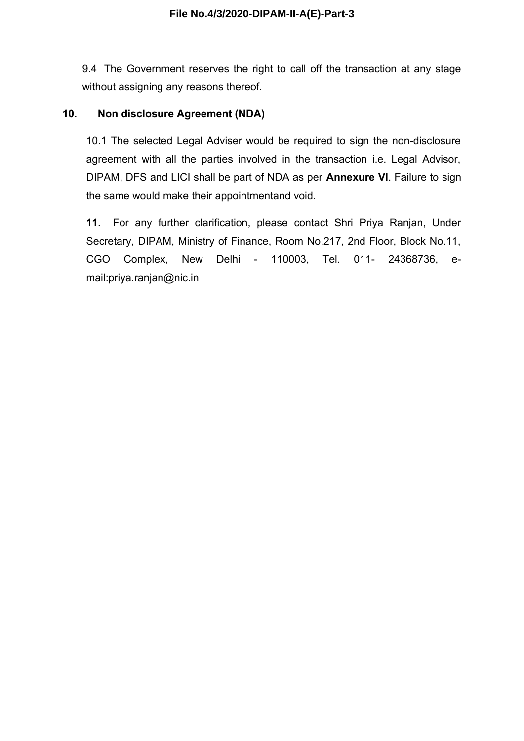9.4 The Government reserves the right to call off the transaction at any stage without assigning any reasons thereof.

## 10. Non disclosure Agreement (NDA)

10.1 The selected Legal Adviser would be required to sign the non-disclosure agreement with all the parties involved in the transaction i.e. Legal Advisor, DIPAM, DFS and LICI shall be part of NDA as per **Annexure VI**. Failure to sign the same would make their appointmentand void.

**11.** For any further clarification, please contact Shri Priya Ranjan, Under Secretary, DIPAM, Ministry of Finance, Room No.217, 2nd Floor, Block No.11, CGO Complex, New Delhi - 110003, Tel. 011- 24368736, e-mail:priya.ranjan@nic.in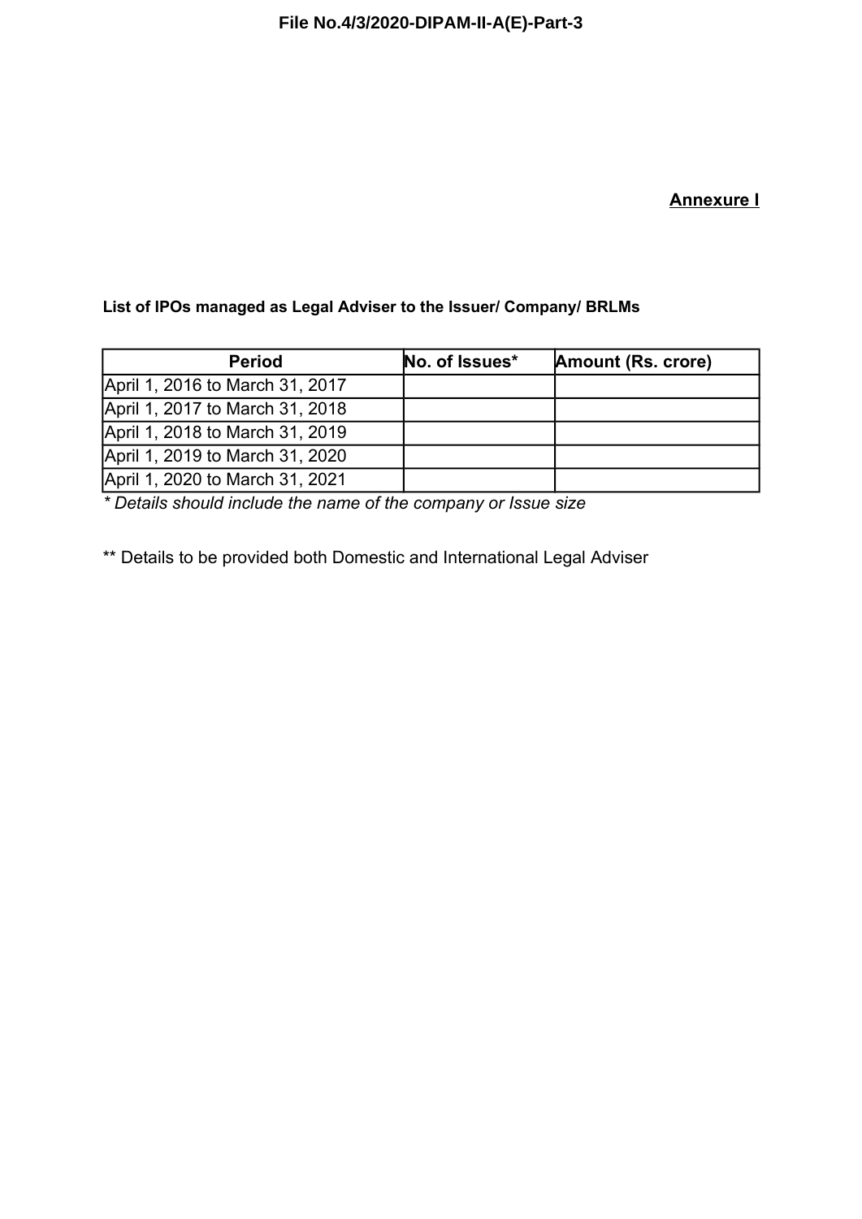**Annexure I**

**List of IPOs managed as Legal Adviser to the Issuer/ Company/ BRLMs**

| Period | No. of Issues* | Amount (Rs. crore) |
|---|---|---|
| April 1, 2016 to March 31, 2017 | | |
| April 1, 2017 to March 31, 2018 | | |
| April 1, 2018 to March 31, 2019 | | |
| April 1, 2019 to March 31, 2020 | | |
| April 1, 2020 to March 31, 2021 | | |

*\* Details should include the name of the company or Issue size*

** Details to be provided both Domestic and International Legal Adviser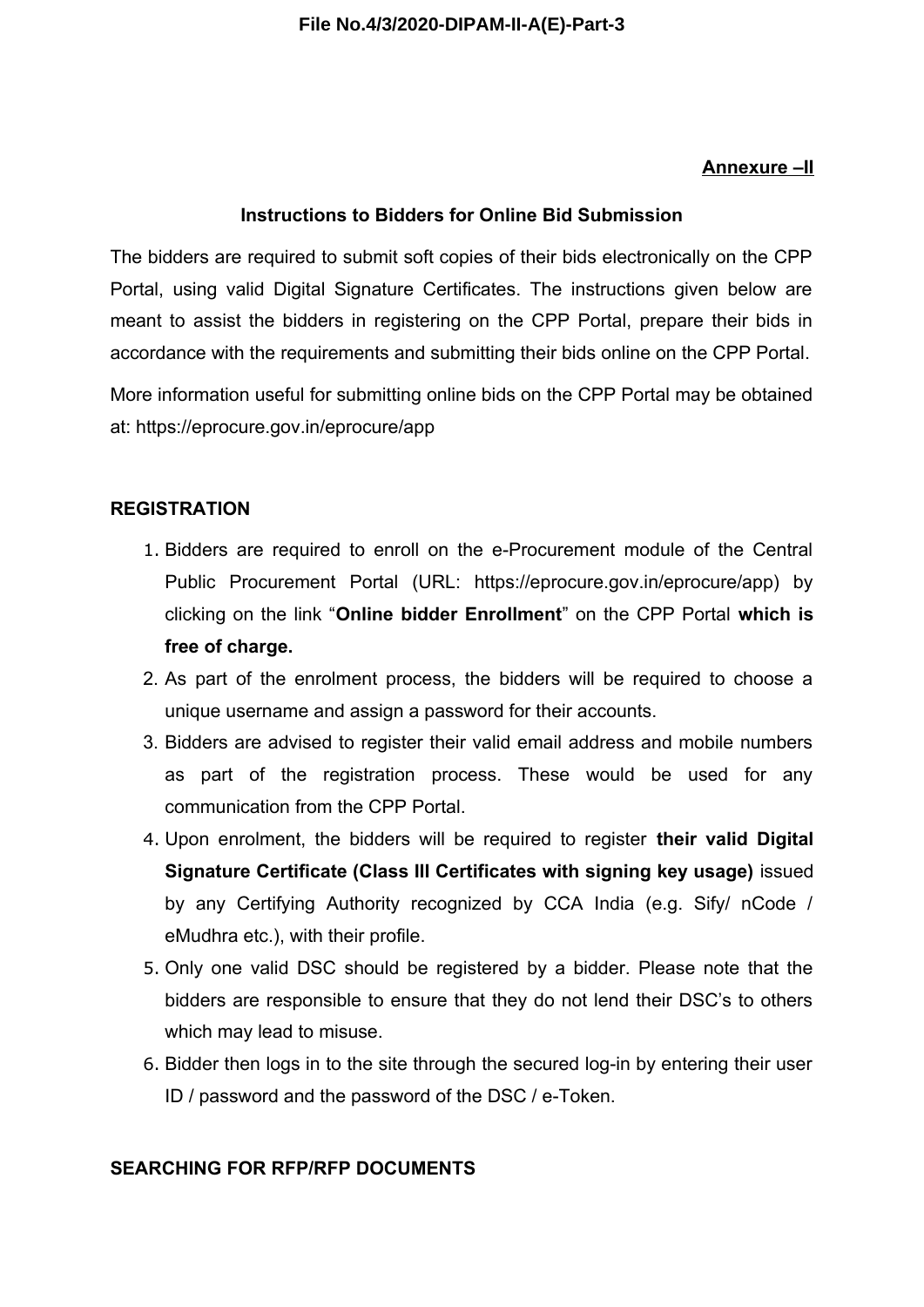**Annexure –II**

### Instructions to Bidders for Online Bid Submission

The bidders are required to submit soft copies of their bids electronically on the CPP Portal, using valid Digital Signature Certificates. The instructions given below are meant to assist the bidders in registering on the CPP Portal, prepare their bids in accordance with the requirements and submitting their bids online on the CPP Portal.

More information useful for submitting online bids on the CPP Portal may be obtained at: https://eprocure.gov.in/eprocure/app

#### REGISTRATION

1. Bidders are required to enroll on the e-Procurement module of the Central Public Procurement Portal (URL: https://eprocure.gov.in/eprocure/app) by clicking on the link "**Online bidder Enrollment**" on the CPP Portal **which is free of charge.**
2. As part of the enrolment process, the bidders will be required to choose a unique username and assign a password for their accounts.
3. Bidders are advised to register their valid email address and mobile numbers as part of the registration process. These would be used for any communication from the CPP Portal.
4. Upon enrolment, the bidders will be required to register **their valid Digital Signature Certificate (Class III Certificates with signing key usage)** issued by any Certifying Authority recognized by CCA India (e.g. Sify/ nCode / eMudhra etc.), with their profile.
5. Only one valid DSC should be registered by a bidder. Please note that the bidders are responsible to ensure that they do not lend their DSC's to others which may lead to misuse.
6. Bidder then logs in to the site through the secured log-in by entering their user ID / password and the password of the DSC / e-Token.

#### SEARCHING FOR RFP/RFP DOCUMENTS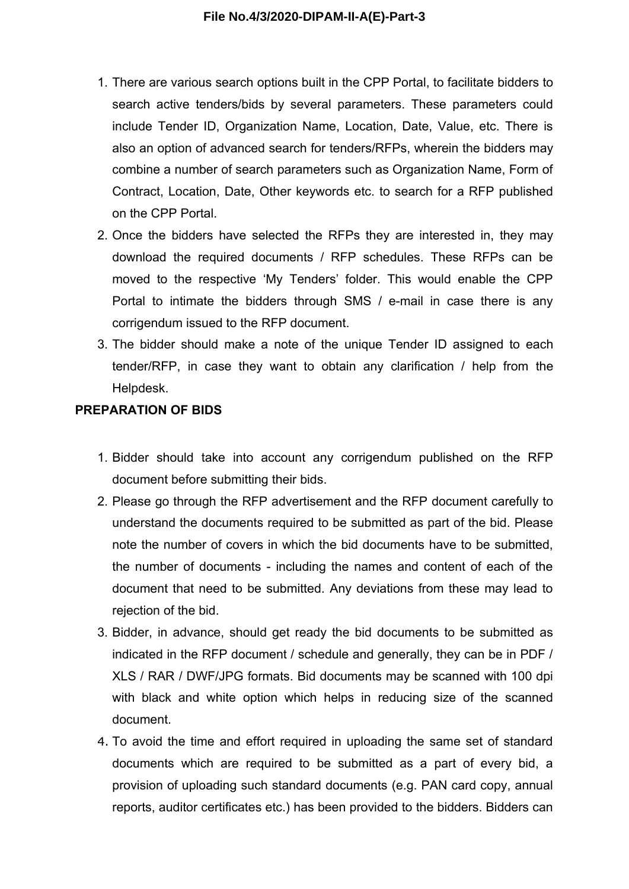1. There are various search options built in the CPP Portal, to facilitate bidders to search active tenders/bids by several parameters. These parameters could include Tender ID, Organization Name, Location, Date, Value, etc. There is also an option of advanced search for tenders/RFPs, wherein the bidders may combine a number of search parameters such as Organization Name, Form of Contract, Location, Date, Other keywords etc. to search for a RFP published on the CPP Portal.
2. Once the bidders have selected the RFPs they are interested in, they may download the required documents / RFP schedules. These RFPs can be moved to the respective 'My Tenders' folder. This would enable the CPP Portal to intimate the bidders through SMS / e-mail in case there is any corrigendum issued to the RFP document.
3. The bidder should make a note of the unique Tender ID assigned to each tender/RFP, in case they want to obtain any clarification / help from the Helpdesk.

**PREPARATION OF BIDS**

1. Bidder should take into account any corrigendum published on the RFP document before submitting their bids.
2. Please go through the RFP advertisement and the RFP document carefully to understand the documents required to be submitted as part of the bid. Please note the number of covers in which the bid documents have to be submitted, the number of documents - including the names and content of each of the document that need to be submitted. Any deviations from these may lead to rejection of the bid.
3. Bidder, in advance, should get ready the bid documents to be submitted as indicated in the RFP document / schedule and generally, they can be in PDF / XLS / RAR / DWF/JPG formats. Bid documents may be scanned with 100 dpi with black and white option which helps in reducing size of the scanned document.
4. To avoid the time and effort required in uploading the same set of standard documents which are required to be submitted as a part of every bid, a provision of uploading such standard documents (e.g. PAN card copy, annual reports, auditor certificates etc.) has been provided to the bidders. Bidders can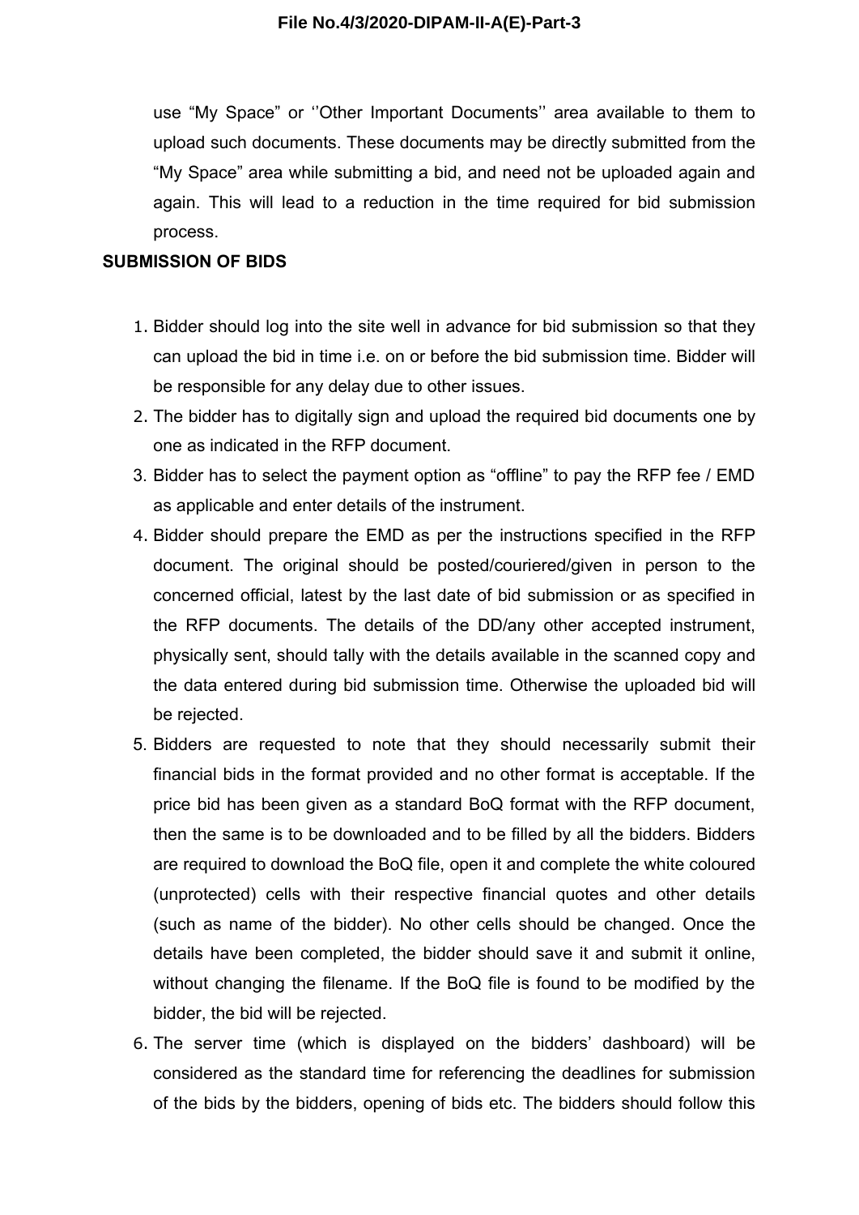use “My Space” or ‘’Other Important Documents’’ area available to them to upload such documents. These documents may be directly submitted from the “My Space” area while submitting a bid, and need not be uploaded again and again. This will lead to a reduction in the time required for bid submission process.

**SUBMISSION OF BIDS**

1. Bidder should log into the site well in advance for bid submission so that they can upload the bid in time i.e. on or before the bid submission time. Bidder will be responsible for any delay due to other issues.
2. The bidder has to digitally sign and upload the required bid documents one by one as indicated in the RFP document.
3. Bidder has to select the payment option as “offline” to pay the RFP fee / EMD as applicable and enter details of the instrument.
4. Bidder should prepare the EMD as per the instructions specified in the RFP document. The original should be posted/couriered/given in person to the concerned official, latest by the last date of bid submission or as specified in the RFP documents. The details of the DD/any other accepted instrument, physically sent, should tally with the details available in the scanned copy and the data entered during bid submission time. Otherwise the uploaded bid will be rejected.
5. Bidders are requested to note that they should necessarily submit their financial bids in the format provided and no other format is acceptable. If the price bid has been given as a standard BoQ format with the RFP document, then the same is to be downloaded and to be filled by all the bidders. Bidders are required to download the BoQ file, open it and complete the white coloured (unprotected) cells with their respective financial quotes and other details (such as name of the bidder). No other cells should be changed. Once the details have been completed, the bidder should save it and submit it online, without changing the filename. If the BoQ file is found to be modified by the bidder, the bid will be rejected.
6. The server time (which is displayed on the bidders’ dashboard) will be considered as the standard time for referencing the deadlines for submission of the bids by the bidders, opening of bids etc. The bidders should follow this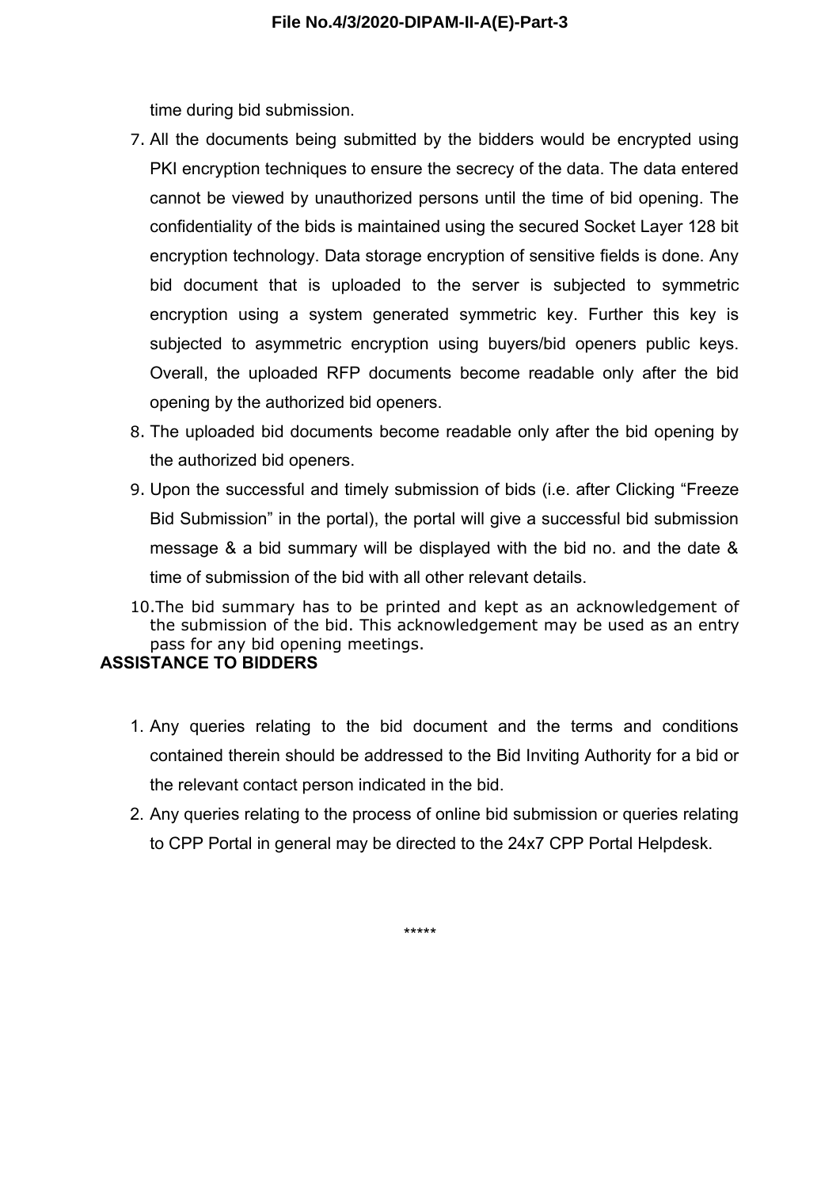time during bid submission.

7. All the documents being submitted by the bidders would be encrypted using PKI encryption techniques to ensure the secrecy of the data. The data entered cannot be viewed by unauthorized persons until the time of bid opening. The confidentiality of the bids is maintained using the secured Socket Layer 128 bit encryption technology. Data storage encryption of sensitive fields is done. Any bid document that is uploaded to the server is subjected to symmetric encryption using a system generated symmetric key. Further this key is subjected to asymmetric encryption using buyers/bid openers public keys. Overall, the uploaded RFP documents become readable only after the bid opening by the authorized bid openers.
8. The uploaded bid documents become readable only after the bid opening by the authorized bid openers.
9. Upon the successful and timely submission of bids (i.e. after Clicking "Freeze Bid Submission" in the portal), the portal will give a successful bid submission message & a bid summary will be displayed with the bid no. and the date & time of submission of the bid with all other relevant details.
10. The bid summary has to be printed and kept as an acknowledgement of the submission of the bid. This acknowledgement may be used as an entry pass for any bid opening meetings.

**ASSISTANCE TO BIDDERS**

1. Any queries relating to the bid document and the terms and conditions contained therein should be addressed to the Bid Inviting Authority for a bid or the relevant contact person indicated in the bid.
2. Any queries relating to the process of online bid submission or queries relating to CPP Portal in general may be directed to the 24x7 CPP Portal Helpdesk.

*****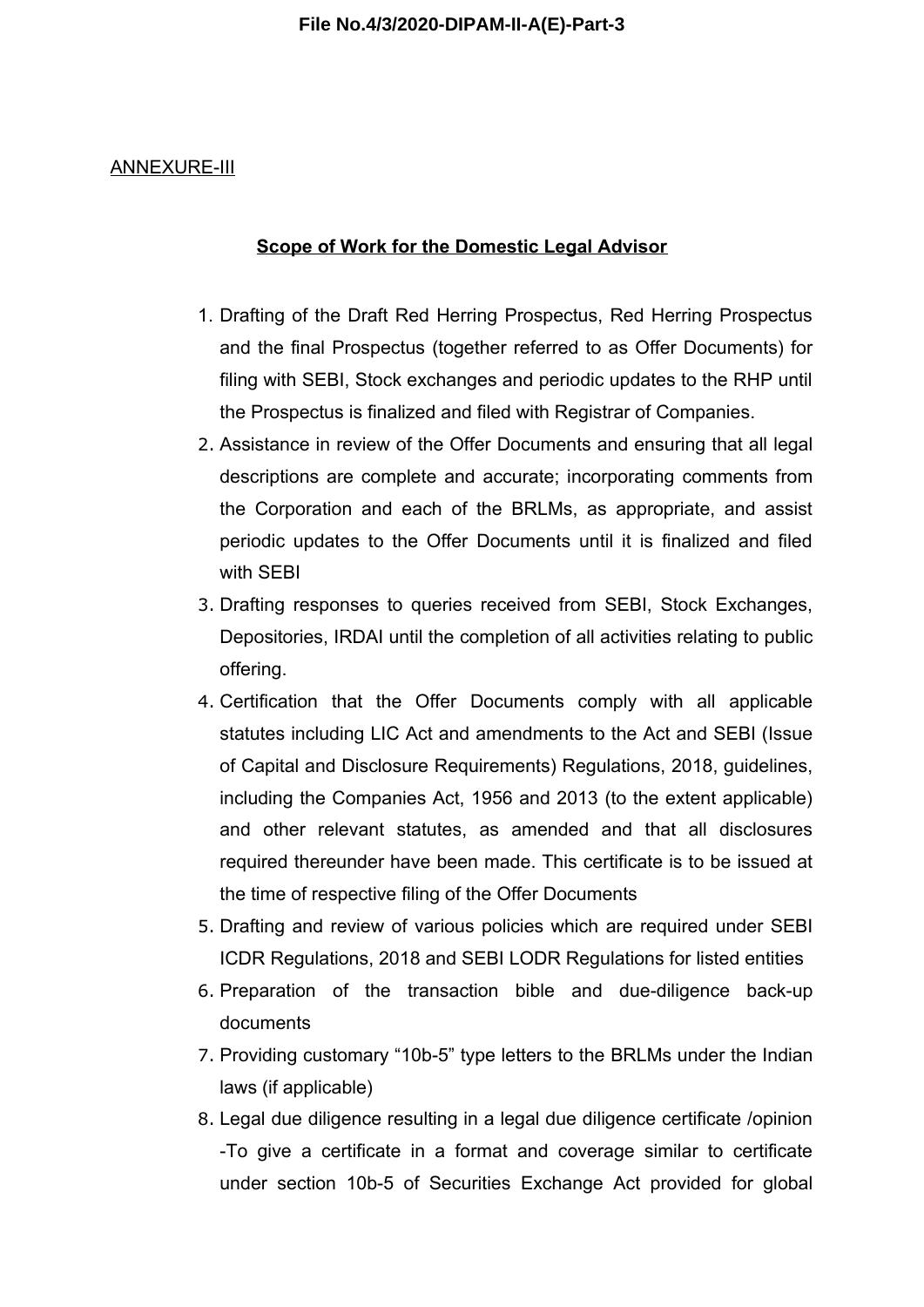ANNEXURE-III

**Scope of Work for the Domestic Legal Advisor**

1. Drafting of the Draft Red Herring Prospectus, Red Herring Prospectus and the final Prospectus (together referred to as Offer Documents) for filing with SEBI, Stock exchanges and periodic updates to the RHP until the Prospectus is finalized and filed with Registrar of Companies.
2. Assistance in review of the Offer Documents and ensuring that all legal descriptions are complete and accurate; incorporating comments from the Corporation and each of the BRLMs, as appropriate, and assist periodic updates to the Offer Documents until it is finalized and filed with SEBI
3. Drafting responses to queries received from SEBI, Stock Exchanges, Depositories, IRDAI until the completion of all activities relating to public offering.
4. Certification that the Offer Documents comply with all applicable statutes including LIC Act and amendments to the Act and SEBI (Issue of Capital and Disclosure Requirements) Regulations, 2018, guidelines, including the Companies Act, 1956 and 2013 (to the extent applicable) and other relevant statutes, as amended and that all disclosures required thereunder have been made. This certificate is to be issued at the time of respective filing of the Offer Documents
5. Drafting and review of various policies which are required under SEBI ICDR Regulations, 2018 and SEBI LODR Regulations for listed entities
6. Preparation of the transaction bible and due-diligence back-up documents
7. Providing customary "10b-5" type letters to the BRLMs under the Indian laws (if applicable)
8. Legal due diligence resulting in a legal due diligence certificate /opinion -To give a certificate in a format and coverage similar to certificate under section 10b-5 of Securities Exchange Act provided for global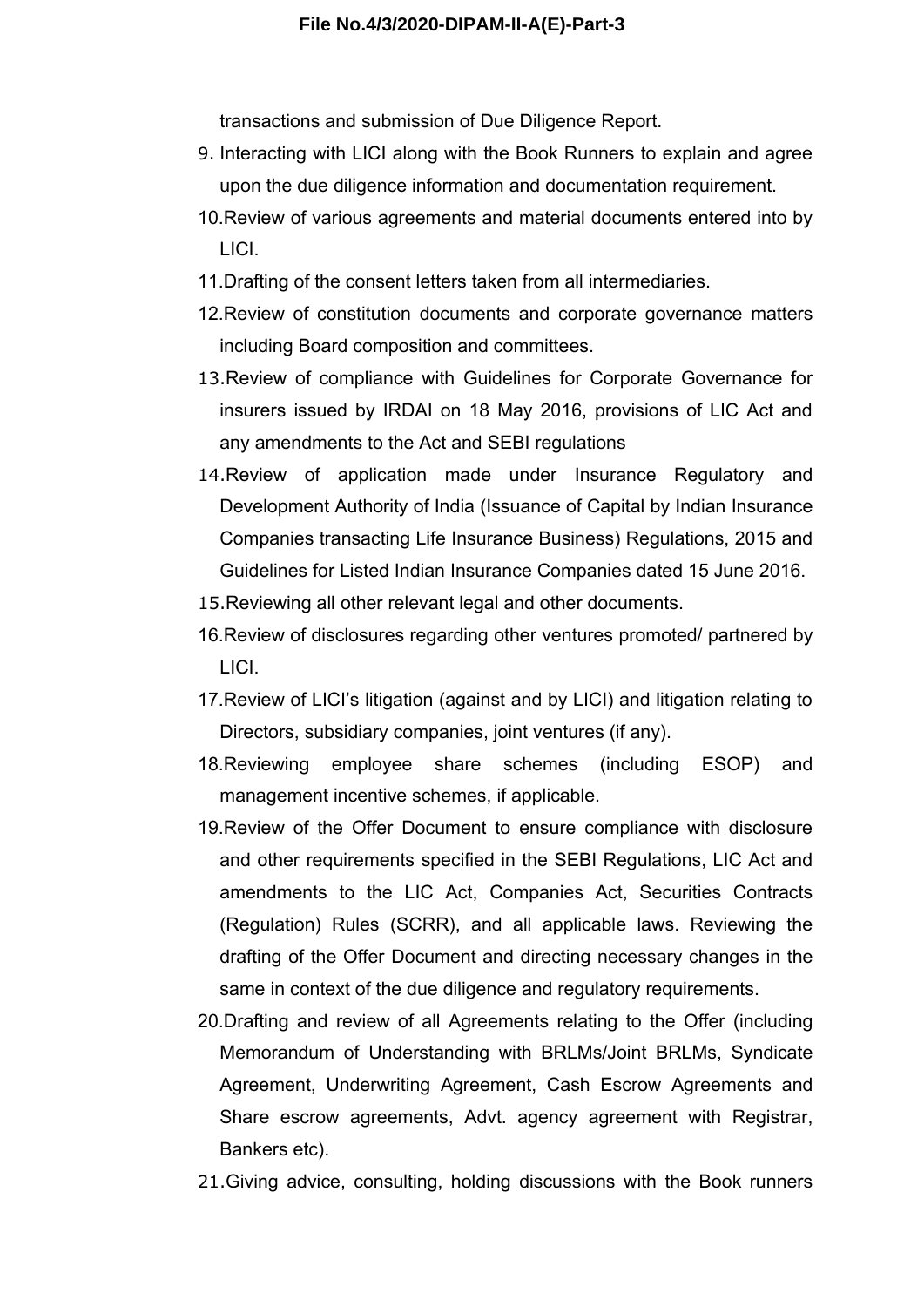transactions and submission of Due Diligence Report.

9. Interacting with LICI along with the Book Runners to explain and agree upon the due diligence information and documentation requirement.
10. Review of various agreements and material documents entered into by LICI.
11. Drafting of the consent letters taken from all intermediaries.
12. Review of constitution documents and corporate governance matters including Board composition and committees.
13. Review of compliance with Guidelines for Corporate Governance for insurers issued by IRDAI on 18 May 2016, provisions of LIC Act and any amendments to the Act and SEBI regulations
14. Review of application made under Insurance Regulatory and Development Authority of India (Issuance of Capital by Indian Insurance Companies transacting Life Insurance Business) Regulations, 2015 and Guidelines for Listed Indian Insurance Companies dated 15 June 2016.
15. Reviewing all other relevant legal and other documents.
16. Review of disclosures regarding other ventures promoted/ partnered by LICI.
17. Review of LICI's litigation (against and by LICI) and litigation relating to Directors, subsidiary companies, joint ventures (if any).
18. Reviewing employee share schemes (including ESOP) and management incentive schemes, if applicable.
19. Review of the Offer Document to ensure compliance with disclosure and other requirements specified in the SEBI Regulations, LIC Act and amendments to the LIC Act, Companies Act, Securities Contracts (Regulation) Rules (SCRR), and all applicable laws. Reviewing the drafting of the Offer Document and directing necessary changes in the same in context of the due diligence and regulatory requirements.
20. Drafting and review of all Agreements relating to the Offer (including Memorandum of Understanding with BRLMs/Joint BRLMs, Syndicate Agreement, Underwriting Agreement, Cash Escrow Agreements and Share escrow agreements, Advt. agency agreement with Registrar, Bankers etc).
21. Giving advice, consulting, holding discussions with the Book runners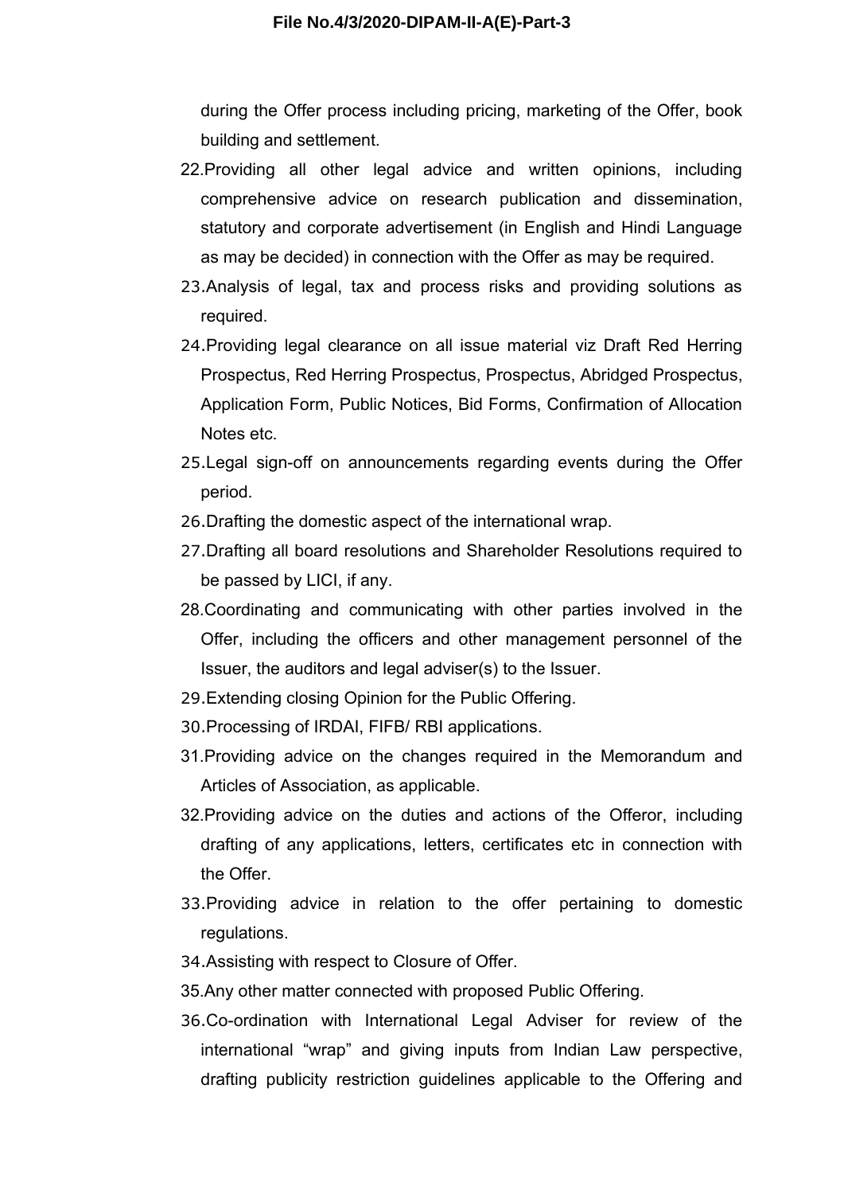during the Offer process including pricing, marketing of the Offer, book building and settlement.

22. Providing all other legal advice and written opinions, including comprehensive advice on research publication and dissemination, statutory and corporate advertisement (in English and Hindi Language as may be decided) in connection with the Offer as may be required.
23. Analysis of legal, tax and process risks and providing solutions as required.
24. Providing legal clearance on all issue material viz Draft Red Herring Prospectus, Red Herring Prospectus, Prospectus, Abridged Prospectus, Application Form, Public Notices, Bid Forms, Confirmation of Allocation Notes etc.
25. Legal sign-off on announcements regarding events during the Offer period.
26. Drafting the domestic aspect of the international wrap.
27. Drafting all board resolutions and Shareholder Resolutions required to be passed by LICI, if any.
28. Coordinating and communicating with other parties involved in the Offer, including the officers and other management personnel of the Issuer, the auditors and legal adviser(s) to the Issuer.
29. Extending closing Opinion for the Public Offering.
30. Processing of IRDAI, FIFB/ RBI applications.
31. Providing advice on the changes required in the Memorandum and Articles of Association, as applicable.
32. Providing advice on the duties and actions of the Offeror, including drafting of any applications, letters, certificates etc in connection with the Offer.
33. Providing advice in relation to the offer pertaining to domestic regulations.
34. Assisting with respect to Closure of Offer.
35. Any other matter connected with proposed Public Offering.
36. Co-ordination with International Legal Adviser for review of the international "wrap" and giving inputs from Indian Law perspective, drafting publicity restriction guidelines applicable to the Offering and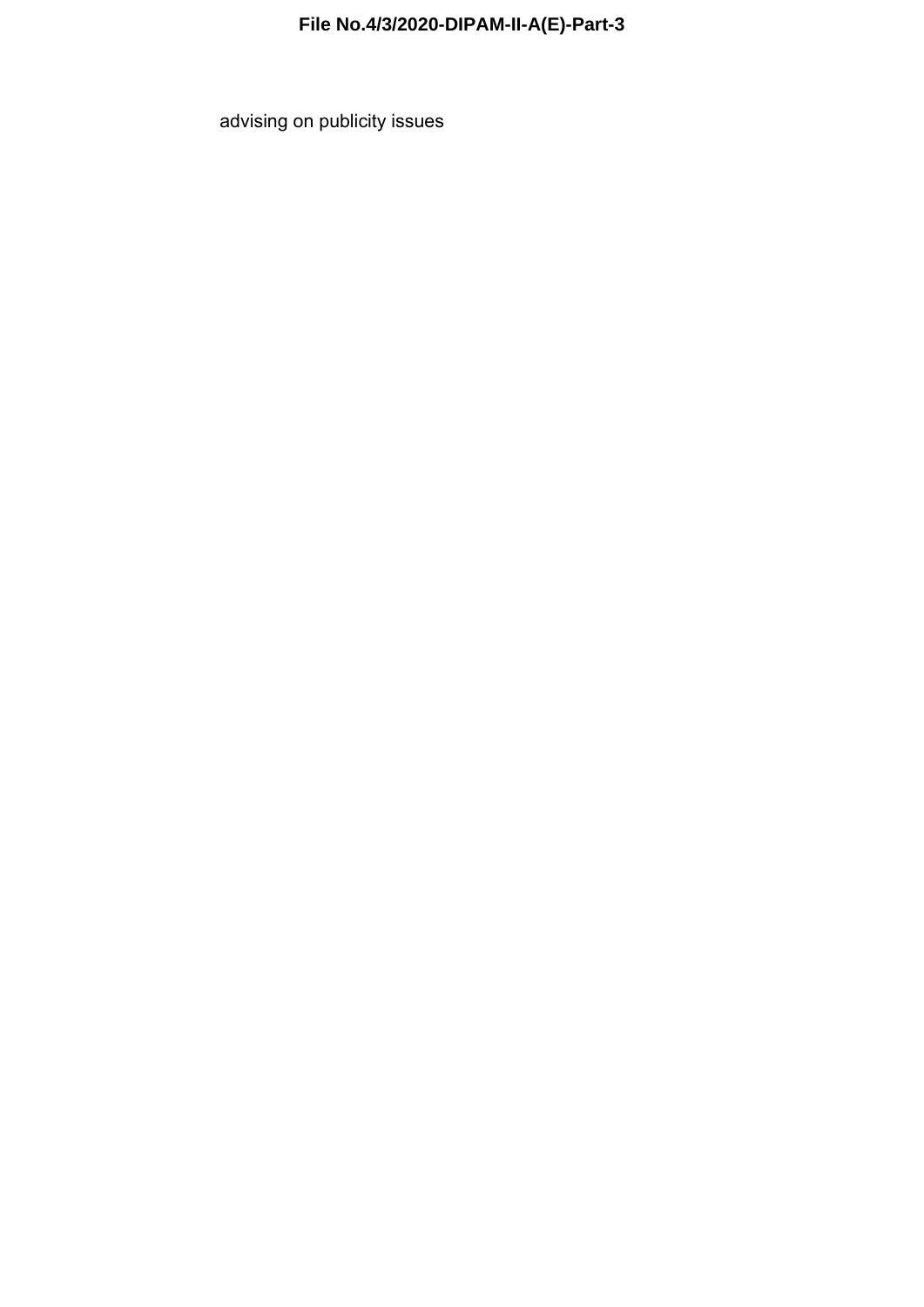advising on publicity issues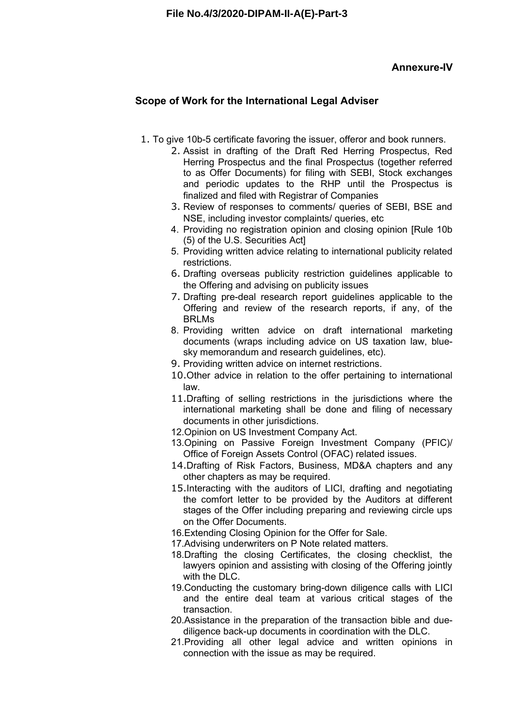File No.4/3/2020-DIPAM-II-A(E)-Part-3

**Annexure-IV**

## Scope of Work for the International Legal Adviser

1. To give 10b-5 certificate favoring the issuer, offeror and book runners.
2. Assist in drafting of the Draft Red Herring Prospectus, Red Herring Prospectus and the final Prospectus (together referred to as Offer Documents) for filing with SEBI, Stock exchanges and periodic updates to the RHP until the Prospectus is finalized and filed with Registrar of Companies
3. Review of responses to comments/ queries of SEBI, BSE and NSE, including investor complaints/ queries, etc
4. Providing no registration opinion and closing opinion [Rule 10b (5) of the U.S. Securities Act]
5. Providing written advice relating to international publicity related restrictions.
6. Drafting overseas publicity restriction guidelines applicable to the Offering and advising on publicity issues
7. Drafting pre-deal research report guidelines applicable to the Offering and review of the research reports, if any, of the BRLMs
8. Providing written advice on draft international marketing documents (wraps including advice on US taxation law, blue-sky memorandum and research guidelines, etc).
9. Providing written advice on internet restrictions.
10. Other advice in relation to the offer pertaining to international law.
11. Drafting of selling restrictions in the jurisdictions where the international marketing shall be done and filing of necessary documents in other jurisdictions.
12. Opinion on US Investment Company Act.
13. Opining on Passive Foreign Investment Company (PFIC)/ Office of Foreign Assets Control (OFAC) related issues.
14. Drafting of Risk Factors, Business, MD&A chapters and any other chapters as may be required.
15. Interacting with the auditors of LICI, drafting and negotiating the comfort letter to be provided by the Auditors at different stages of the Offer including preparing and reviewing circle ups on the Offer Documents.
16. Extending Closing Opinion for the Offer for Sale.
17. Advising underwriters on P Note related matters.
18. Drafting the closing Certificates, the closing checklist, the lawyers opinion and assisting with closing of the Offering jointly with the DLC.
19. Conducting the customary bring-down diligence calls with LICI and the entire deal team at various critical stages of the transaction.
20. Assistance in the preparation of the transaction bible and due-diligence back-up documents in coordination with the DLC.
21. Providing all other legal advice and written opinions in connection with the issue as may be required.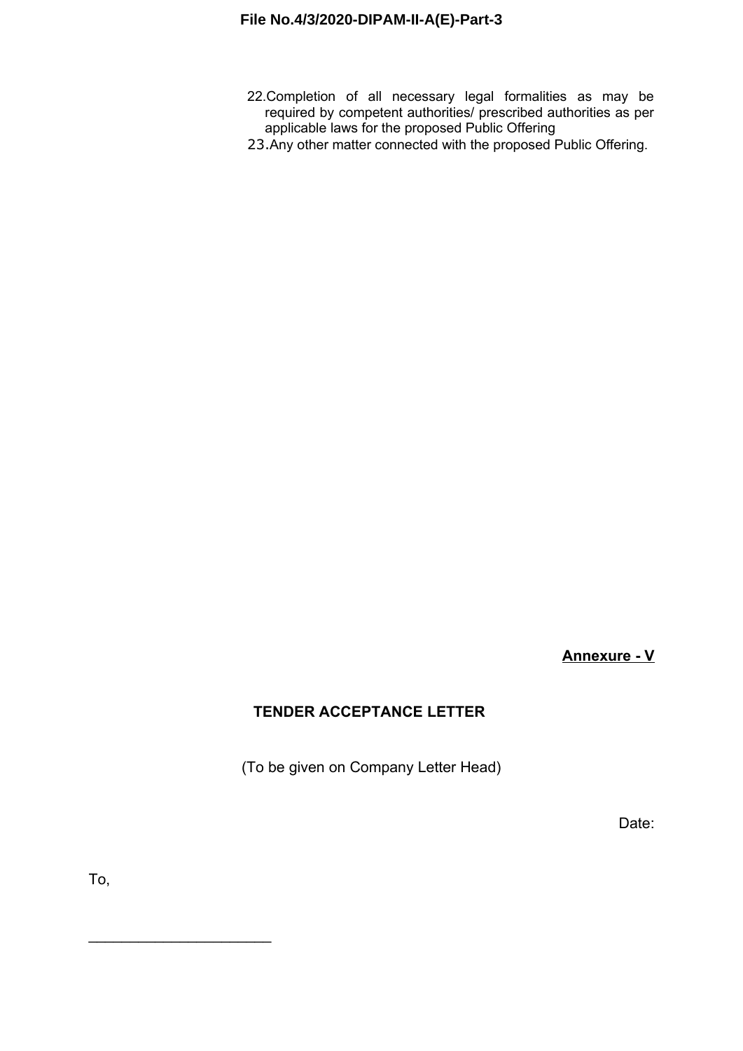22. Completion of all necessary legal formalities as may be required by competent authorities/ prescribed authorities as per applicable laws for the proposed Public Offering
23. Any other matter connected with the proposed Public Offering.

**Annexure - V**

## TENDER ACCEPTANCE LETTER

(To be given on Company Letter Head)

Date:

To,

______________________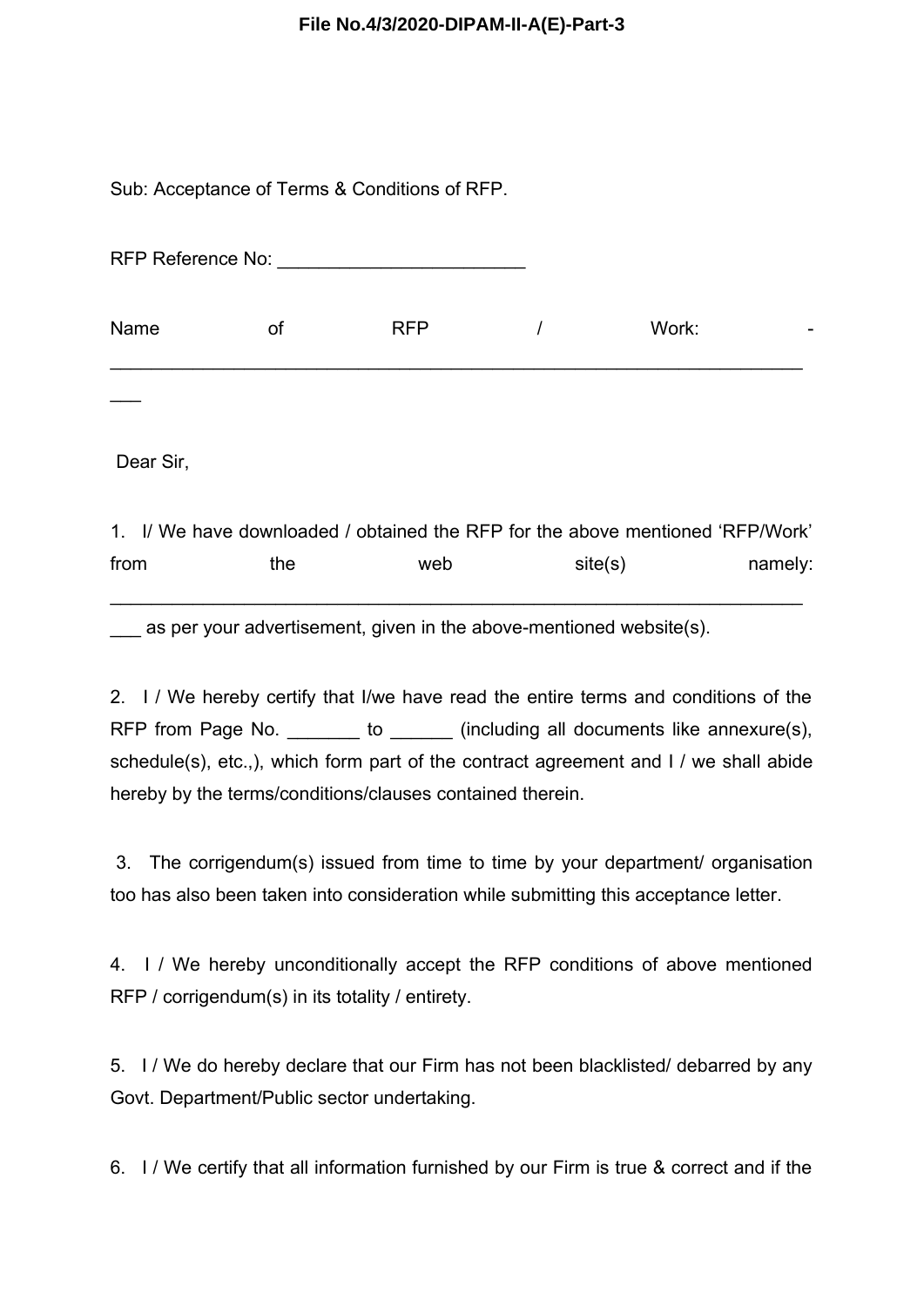Sub: Acceptance of Terms & Conditions of RFP.

RFP Reference No: ________________________

Name of RFP / Work: - ______________________________________________________________________

Dear Sir,

1. I/ We have downloaded / obtained the RFP for the above mentioned 'RFP/Work' from the web site(s) namely: ______________________________________________________________________ as per your advertisement, given in the above-mentioned website(s).

2. I / We hereby certify that I/we have read the entire terms and conditions of the RFP from Page No. _______ to ______ (including all documents like annexure(s), schedule(s), etc.,), which form part of the contract agreement and I / we shall abide hereby by the terms/conditions/clauses contained therein.

3. The corrigendum(s) issued from time to time by your department/ organisation too has also been taken into consideration while submitting this acceptance letter.

4. I / We hereby unconditionally accept the RFP conditions of above mentioned RFP / corrigendum(s) in its totality / entirety.

5. I / We do hereby declare that our Firm has not been blacklisted/ debarred by any Govt. Department/Public sector undertaking.

6. I / We certify that all information furnished by our Firm is true & correct and if the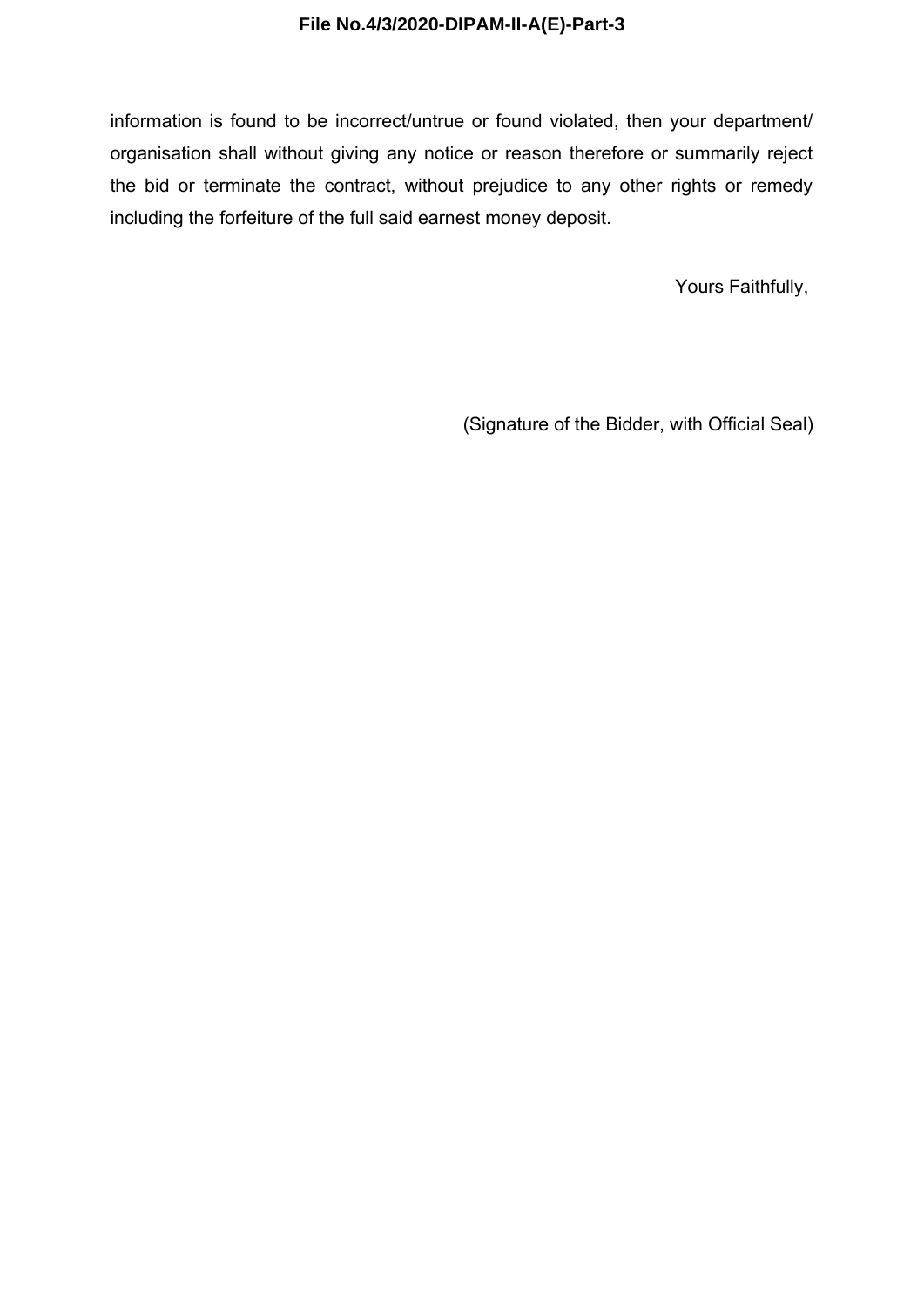information is found to be incorrect/untrue or found violated, then your department/ organisation shall without giving any notice or reason therefore or summarily reject the bid or terminate the contract, without prejudice to any other rights or remedy including the forfeiture of the full said earnest money deposit.

Yours Faithfully,

(Signature of the Bidder, with Official Seal)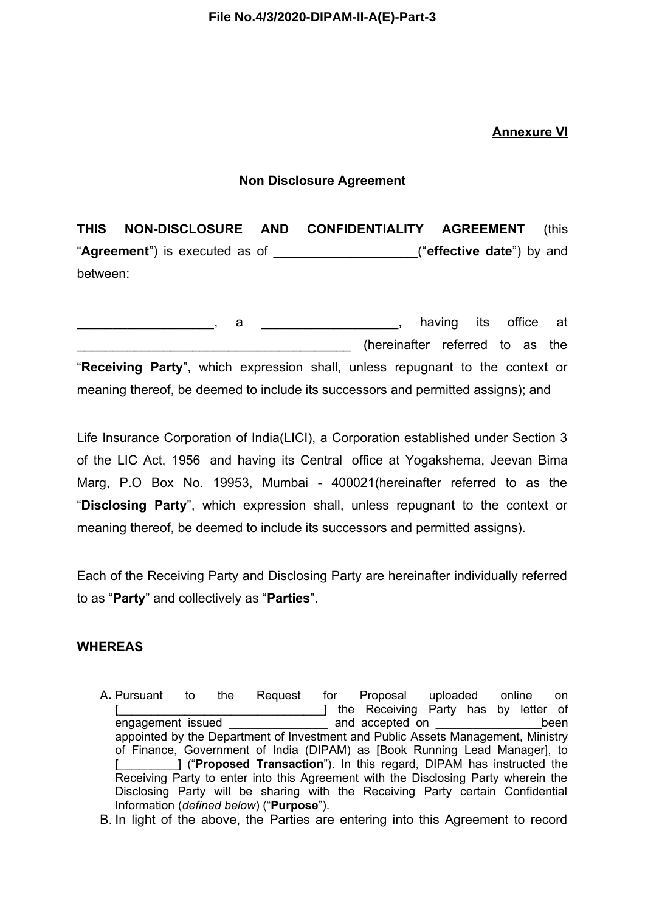**Annexure VI**

**Non Disclosure Agreement**

**THIS NON-DISCLOSURE AND CONFIDENTIALITY AGREEMENT** (this "**Agreement**") is executed as of ____________________("**effective date**") by and between:

**____________________**, a ___________________, having its office at _______________________________________ (hereinafter referred to as the "**Receiving Party**", which expression shall, unless repugnant to the context or meaning thereof, be deemed to include its successors and permitted assigns); and

Life Insurance Corporation of India(LICI), a Corporation established under Section 3 of the LIC Act, 1956 and having its Central office at Yogakshema, Jeevan Bima Marg, P.O Box No. 19953, Mumbai - 400021(hereinafter referred to as the "**Disclosing Party**", which expression shall, unless repugnant to the context or meaning thereof, be deemed to include its successors and permitted assigns).

Each of the Receiving Party and Disclosing Party are hereinafter individually referred to as "**Party**" and collectively as "**Parties**".

**WHEREAS**

A. Pursuant to the Request for Proposal uploaded online on [_______________________________] the Receiving Party has by letter of engagement issued _______________ and accepted on ________________been appointed by the Department of Investment and Public Assets Management, Ministry of Finance, Government of India (DIPAM) as [Book Running Lead Manager], to [_________] ("**Proposed Transaction**"). In this regard, DIPAM has instructed the Receiving Party to enter into this Agreement with the Disclosing Party wherein the Disclosing Party will be sharing with the Receiving Party certain Confidential Information (*defined below*) ("**Purpose**").

B. In light of the above, the Parties are entering into this Agreement to record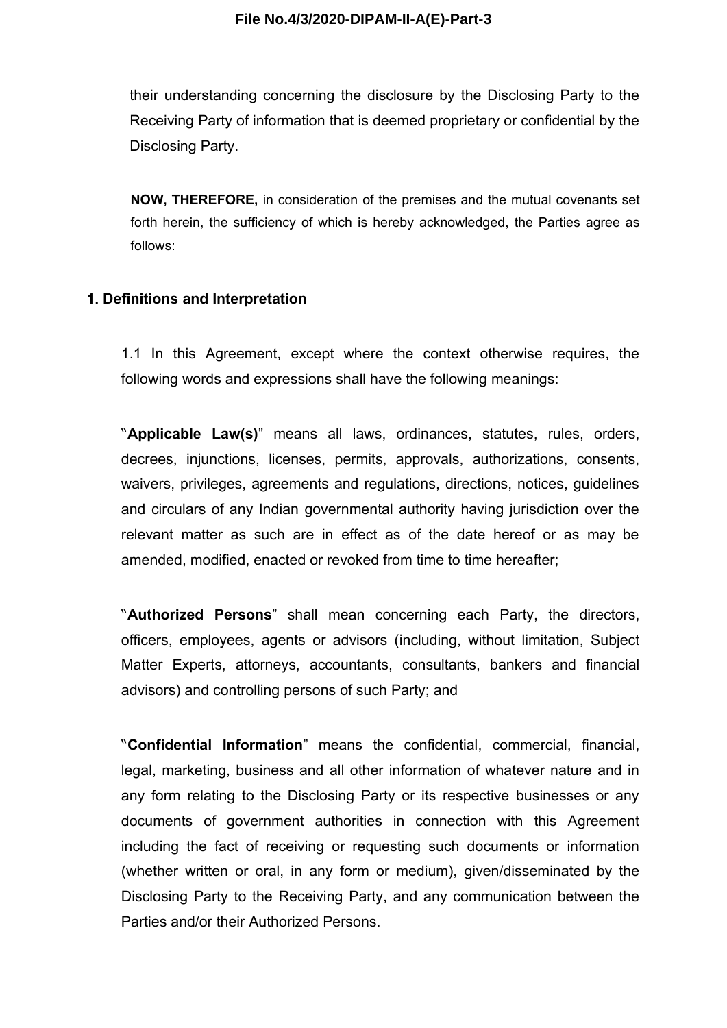their understanding concerning the disclosure by the Disclosing Party to the Receiving Party of information that is deemed proprietary or confidential by the Disclosing Party.

**NOW, THEREFORE,** in consideration of the premises and the mutual covenants set forth herein, the sufficiency of which is hereby acknowledged, the Parties agree as follows:

## 1. Definitions and Interpretation

1.1 In this Agreement, except where the context otherwise requires, the following words and expressions shall have the following meanings:

"**Applicable Law(s)**" means all laws, ordinances, statutes, rules, orders, decrees, injunctions, licenses, permits, approvals, authorizations, consents, waivers, privileges, agreements and regulations, directions, notices, guidelines and circulars of any Indian governmental authority having jurisdiction over the relevant matter as such are in effect as of the date hereof or as may be amended, modified, enacted or revoked from time to time hereafter;

"**Authorized Persons**" shall mean concerning each Party, the directors, officers, employees, agents or advisors (including, without limitation, Subject Matter Experts, attorneys, accountants, consultants, bankers and financial advisors) and controlling persons of such Party; and

"**Confidential Information**" means the confidential, commercial, financial, legal, marketing, business and all other information of whatever nature and in any form relating to the Disclosing Party or its respective businesses or any documents of government authorities in connection with this Agreement including the fact of receiving or requesting such documents or information (whether written or oral, in any form or medium), given/disseminated by the Disclosing Party to the Receiving Party, and any communication between the Parties and/or their Authorized Persons.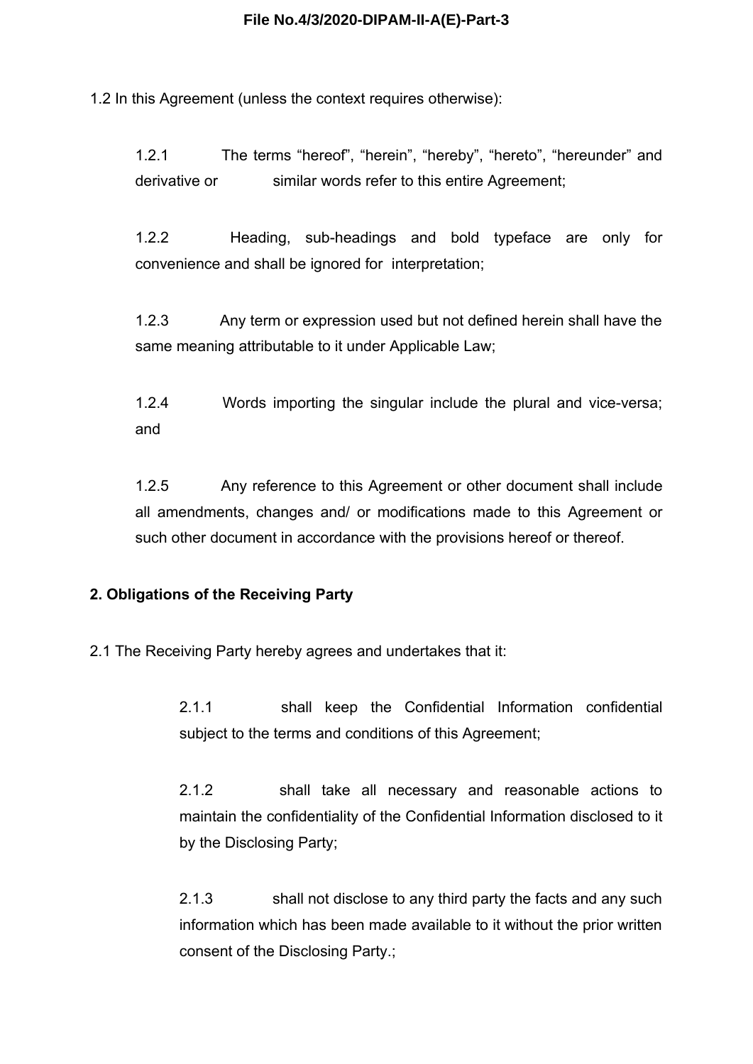1.2 In this Agreement (unless the context requires otherwise):

1.2.1 The terms “hereof”, “herein”, “hereby”, “hereto”, “hereunder” and derivative or similar words refer to this entire Agreement;

1.2.2 Heading, sub-headings and bold typeface are only for convenience and shall be ignored for interpretation;

1.2.3 Any term or expression used but not defined herein shall have the same meaning attributable to it under Applicable Law;

1.2.4 Words importing the singular include the plural and vice-versa; and

1.2.5 Any reference to this Agreement or other document shall include all amendments, changes and/ or modifications made to this Agreement or such other document in accordance with the provisions hereof or thereof.

**2. Obligations of the Receiving Party**

2.1 The Receiving Party hereby agrees and undertakes that it:

2.1.1 shall keep the Confidential Information confidential subject to the terms and conditions of this Agreement;

2.1.2 shall take all necessary and reasonable actions to maintain the confidentiality of the Confidential Information disclosed to it by the Disclosing Party;

2.1.3 shall not disclose to any third party the facts and any such information which has been made available to it without the prior written consent of the Disclosing Party.;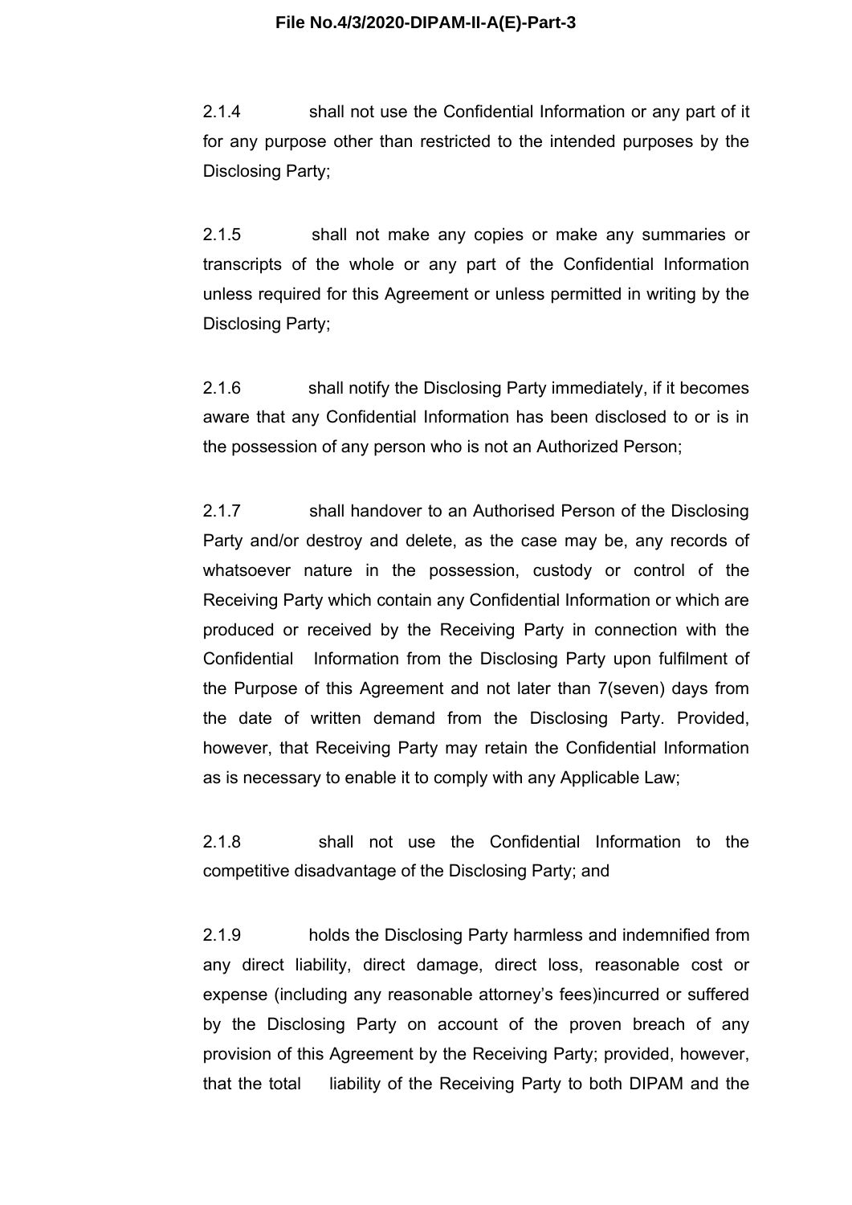2.1.4 shall not use the Confidential Information or any part of it for any purpose other than restricted to the intended purposes by the Disclosing Party;

2.1.5 shall not make any copies or make any summaries or transcripts of the whole or any part of the Confidential Information unless required for this Agreement or unless permitted in writing by the Disclosing Party;

2.1.6 shall notify the Disclosing Party immediately, if it becomes aware that any Confidential Information has been disclosed to or is in the possession of any person who is not an Authorized Person;

2.1.7 shall handover to an Authorised Person of the Disclosing Party and/or destroy and delete, as the case may be, any records of whatsoever nature in the possession, custody or control of the Receiving Party which contain any Confidential Information or which are produced or received by the Receiving Party in connection with the Confidential Information from the Disclosing Party upon fulfilment of the Purpose of this Agreement and not later than 7(seven) days from the date of written demand from the Disclosing Party. Provided, however, that Receiving Party may retain the Confidential Information as is necessary to enable it to comply with any Applicable Law;

2.1.8 shall not use the Confidential Information to the competitive disadvantage of the Disclosing Party; and

2.1.9 holds the Disclosing Party harmless and indemnified from any direct liability, direct damage, direct loss, reasonable cost or expense (including any reasonable attorney's fees)incurred or suffered by the Disclosing Party on account of the proven breach of any provision of this Agreement by the Receiving Party; provided, however, that the total liability of the Receiving Party to both DIPAM and the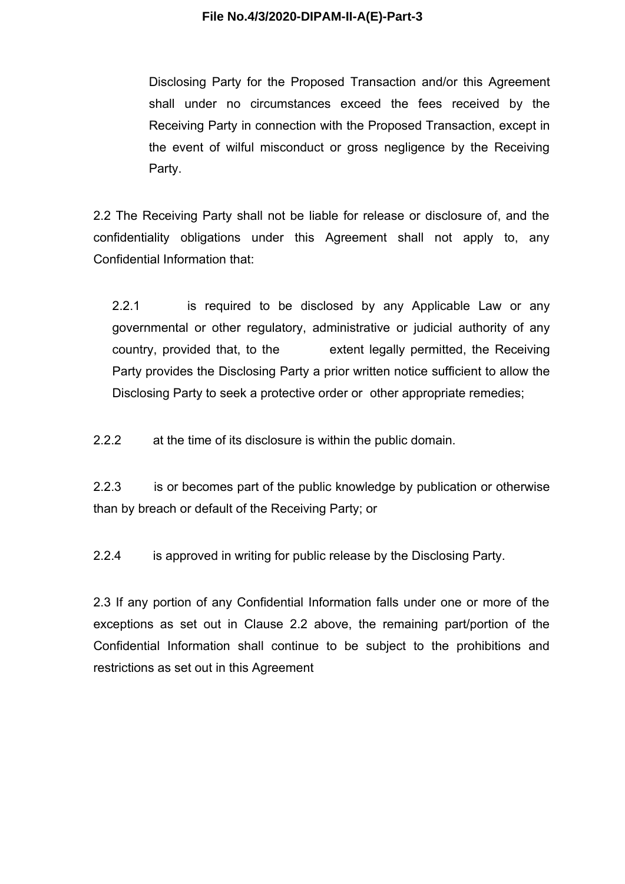Disclosing Party for the Proposed Transaction and/or this Agreement shall under no circumstances exceed the fees received by the Receiving Party in connection with the Proposed Transaction, except in the event of wilful misconduct or gross negligence by the Receiving Party.

2.2 The Receiving Party shall not be liable for release or disclosure of, and the confidentiality obligations under this Agreement shall not apply to, any Confidential Information that:

2.2.1 is required to be disclosed by any Applicable Law or any governmental or other regulatory, administrative or judicial authority of any country, provided that, to the extent legally permitted, the Receiving Party provides the Disclosing Party a prior written notice sufficient to allow the Disclosing Party to seek a protective order or other appropriate remedies;

2.2.2 at the time of its disclosure is within the public domain.

2.2.3 is or becomes part of the public knowledge by publication or otherwise than by breach or default of the Receiving Party; or

2.2.4 is approved in writing for public release by the Disclosing Party.

2.3 If any portion of any Confidential Information falls under one or more of the exceptions as set out in Clause 2.2 above, the remaining part/portion of the Confidential Information shall continue to be subject to the prohibitions and restrictions as set out in this Agreement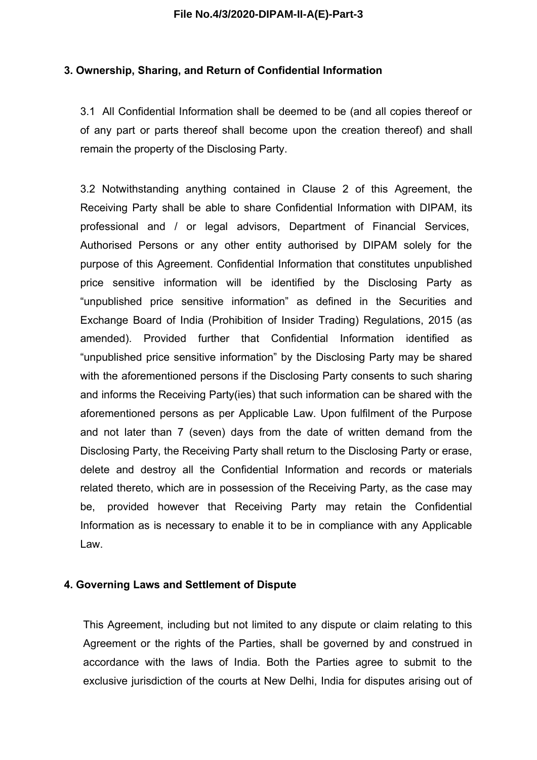## 3. Ownership, Sharing, and Return of Confidential Information

3.1 All Confidential Information shall be deemed to be (and all copies thereof or of any part or parts thereof shall become upon the creation thereof) and shall remain the property of the Disclosing Party.

3.2 Notwithstanding anything contained in Clause 2 of this Agreement, the Receiving Party shall be able to share Confidential Information with DIPAM, its professional and / or legal advisors, Department of Financial Services, Authorised Persons or any other entity authorised by DIPAM solely for the purpose of this Agreement. Confidential Information that constitutes unpublished price sensitive information will be identified by the Disclosing Party as "unpublished price sensitive information" as defined in the Securities and Exchange Board of India (Prohibition of Insider Trading) Regulations, 2015 (as amended). Provided further that Confidential Information identified as "unpublished price sensitive information" by the Disclosing Party may be shared with the aforementioned persons if the Disclosing Party consents to such sharing and informs the Receiving Party(ies) that such information can be shared with the aforementioned persons as per Applicable Law. Upon fulfilment of the Purpose and not later than 7 (seven) days from the date of written demand from the Disclosing Party, the Receiving Party shall return to the Disclosing Party or erase, delete and destroy all the Confidential Information and records or materials related thereto, which are in possession of the Receiving Party, as the case may be, provided however that Receiving Party may retain the Confidential Information as is necessary to enable it to be in compliance with any Applicable Law.

## 4. Governing Laws and Settlement of Dispute

This Agreement, including but not limited to any dispute or claim relating to this Agreement or the rights of the Parties, shall be governed by and construed in accordance with the laws of India. Both the Parties agree to submit to the exclusive jurisdiction of the courts at New Delhi, India for disputes arising out of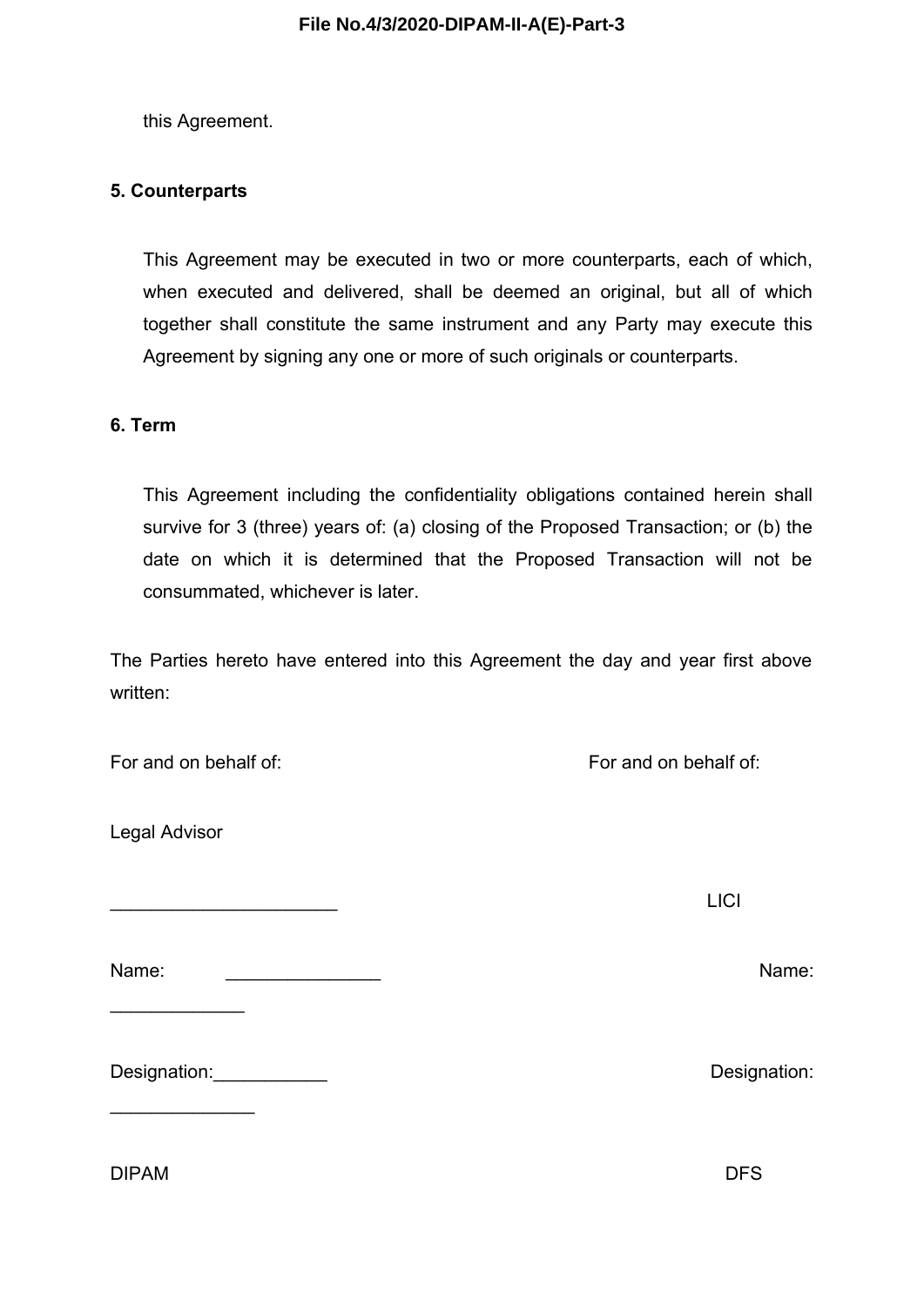this Agreement.

**5. Counterparts**

This Agreement may be executed in two or more counterparts, each of which, when executed and delivered, shall be deemed an original, but all of which together shall constitute the same instrument and any Party may execute this Agreement by signing any one or more of such originals or counterparts.

**6. Term**

This Agreement including the confidentiality obligations contained herein shall survive for 3 (three) years of: (a) closing of the Proposed Transaction; or (b) the date on which it is determined that the Proposed Transaction will not be consummated, whichever is later.

The Parties hereto have entered into this Agreement the day and year first above written:

For and on behalf of:

Legal Advisor

______________________

Name: _______________ _____________

Designation:___________ ______________

DIPAM

For and on behalf of:

LICI

Name:

Designation:

DFS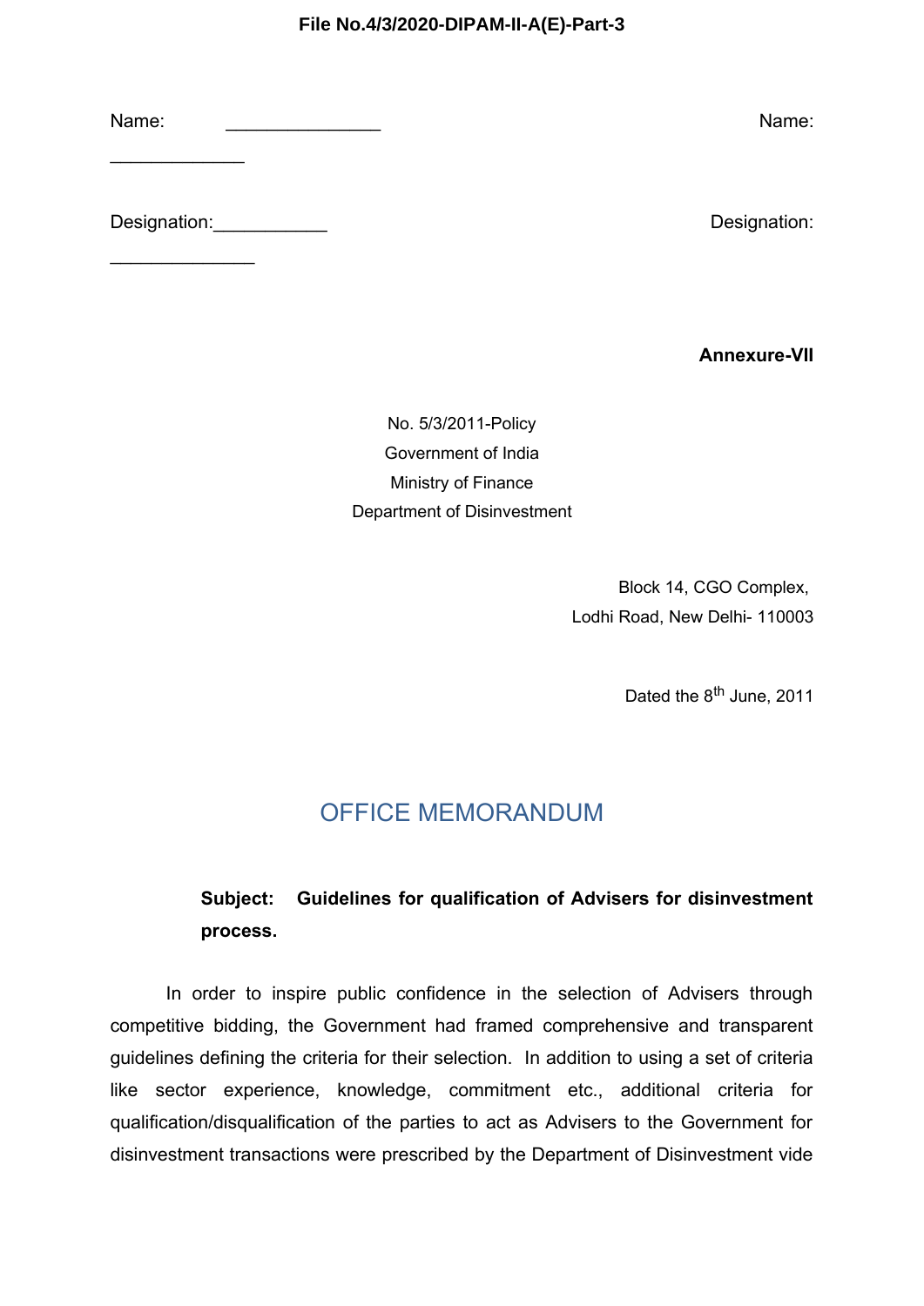Name: _______________ Name: _____________

Designation:___________ Designation: ______________

**Annexure-VII**

No. 5/3/2011-Policy
Government of India
Ministry of Finance
Department of Disinvestment

Block 14, CGO Complex,
Lodhi Road, New Delhi- 110003

Dated the 8th June, 2011

## OFFICE MEMORANDUM

**Subject: Guidelines for qualification of Advisers for disinvestment process.**

In order to inspire public confidence in the selection of Advisers through competitive bidding, the Government had framed comprehensive and transparent guidelines defining the criteria for their selection. In addition to using a set of criteria like sector experience, knowledge, commitment etc., additional criteria for qualification/disqualification of the parties to act as Advisers to the Government for disinvestment transactions were prescribed by the Department of Disinvestment vide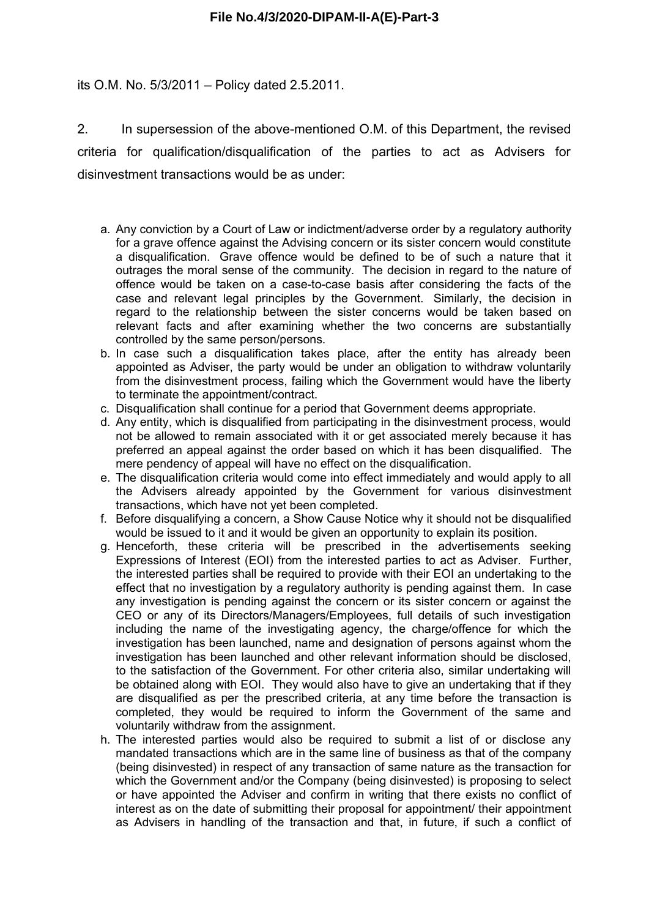its O.M. No. 5/3/2011 – Policy dated 2.5.2011.

2. In supersession of the above-mentioned O.M. of this Department, the revised criteria for qualification/disqualification of the parties to act as Advisers for disinvestment transactions would be as under:

a. Any conviction by a Court of Law or indictment/adverse order by a regulatory authority for a grave offence against the Advising concern or its sister concern would constitute a disqualification. Grave offence would be defined to be of such a nature that it outrages the moral sense of the community. The decision in regard to the nature of offence would be taken on a case-to-case basis after considering the facts of the case and relevant legal principles by the Government. Similarly, the decision in regard to the relationship between the sister concerns would be taken based on relevant facts and after examining whether the two concerns are substantially controlled by the same person/persons.
b. In case such a disqualification takes place, after the entity has already been appointed as Adviser, the party would be under an obligation to withdraw voluntarily from the disinvestment process, failing which the Government would have the liberty to terminate the appointment/contract.
c. Disqualification shall continue for a period that Government deems appropriate.
d. Any entity, which is disqualified from participating in the disinvestment process, would not be allowed to remain associated with it or get associated merely because it has preferred an appeal against the order based on which it has been disqualified. The mere pendency of appeal will have no effect on the disqualification.
e. The disqualification criteria would come into effect immediately and would apply to all the Advisers already appointed by the Government for various disinvestment transactions, which have not yet been completed.
f. Before disqualifying a concern, a Show Cause Notice why it should not be disqualified would be issued to it and it would be given an opportunity to explain its position.
g. Henceforth, these criteria will be prescribed in the advertisements seeking Expressions of Interest (EOI) from the interested parties to act as Adviser. Further, the interested parties shall be required to provide with their EOI an undertaking to the effect that no investigation by a regulatory authority is pending against them. In case any investigation is pending against the concern or its sister concern or against the CEO or any of its Directors/Managers/Employees, full details of such investigation including the name of the investigating agency, the charge/offence for which the investigation has been launched, name and designation of persons against whom the investigation has been launched and other relevant information should be disclosed, to the satisfaction of the Government. For other criteria also, similar undertaking will be obtained along with EOI. They would also have to give an undertaking that if they are disqualified as per the prescribed criteria, at any time before the transaction is completed, they would be required to inform the Government of the same and voluntarily withdraw from the assignment.
h. The interested parties would also be required to submit a list of or disclose any mandated transactions which are in the same line of business as that of the company (being disinvested) in respect of any transaction of same nature as the transaction for which the Government and/or the Company (being disinvested) is proposing to select or have appointed the Adviser and confirm in writing that there exists no conflict of interest as on the date of submitting their proposal for appointment/ their appointment as Advisers in handling of the transaction and that, in future, if such a conflict of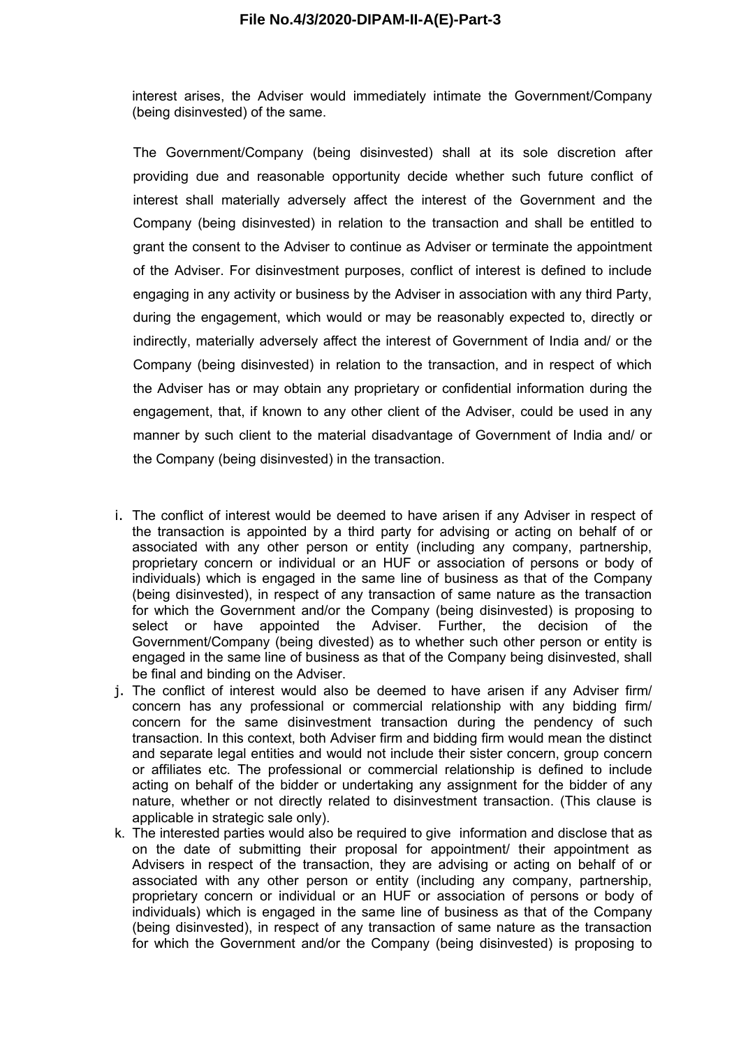interest arises, the Adviser would immediately intimate the Government/Company (being disinvested) of the same.

The Government/Company (being disinvested) shall at its sole discretion after providing due and reasonable opportunity decide whether such future conflict of interest shall materially adversely affect the interest of the Government and the Company (being disinvested) in relation to the transaction and shall be entitled to grant the consent to the Adviser to continue as Adviser or terminate the appointment of the Adviser. For disinvestment purposes, conflict of interest is defined to include engaging in any activity or business by the Adviser in association with any third Party, during the engagement, which would or may be reasonably expected to, directly or indirectly, materially adversely affect the interest of Government of India and/ or the Company (being disinvested) in relation to the transaction, and in respect of which the Adviser has or may obtain any proprietary or confidential information during the engagement, that, if known to any other client of the Adviser, could be used in any manner by such client to the material disadvantage of Government of India and/ or the Company (being disinvested) in the transaction.

i. The conflict of interest would be deemed to have arisen if any Adviser in respect of the transaction is appointed by a third party for advising or acting on behalf of or associated with any other person or entity (including any company, partnership, proprietary concern or individual or an HUF or association of persons or body of individuals) which is engaged in the same line of business as that of the Company (being disinvested), in respect of any transaction of same nature as the transaction for which the Government and/or the Company (being disinvested) is proposing to select or have appointed the Adviser. Further, the decision of the Government/Company (being divested) as to whether such other person or entity is engaged in the same line of business as that of the Company being disinvested, shall be final and binding on the Adviser.

j. The conflict of interest would also be deemed to have arisen if any Adviser firm/ concern has any professional or commercial relationship with any bidding firm/ concern for the same disinvestment transaction during the pendency of such transaction. In this context, both Adviser firm and bidding firm would mean the distinct and separate legal entities and would not include their sister concern, group concern or affiliates etc. The professional or commercial relationship is defined to include acting on behalf of the bidder or undertaking any assignment for the bidder of any nature, whether or not directly related to disinvestment transaction. (This clause is applicable in strategic sale only).

k. The interested parties would also be required to give information and disclose that as on the date of submitting their proposal for appointment/ their appointment as Advisers in respect of the transaction, they are advising or acting on behalf of or associated with any other person or entity (including any company, partnership, proprietary concern or individual or an HUF or association of persons or body of individuals) which is engaged in the same line of business as that of the Company (being disinvested), in respect of any transaction of same nature as the transaction for which the Government and/or the Company (being disinvested) is proposing to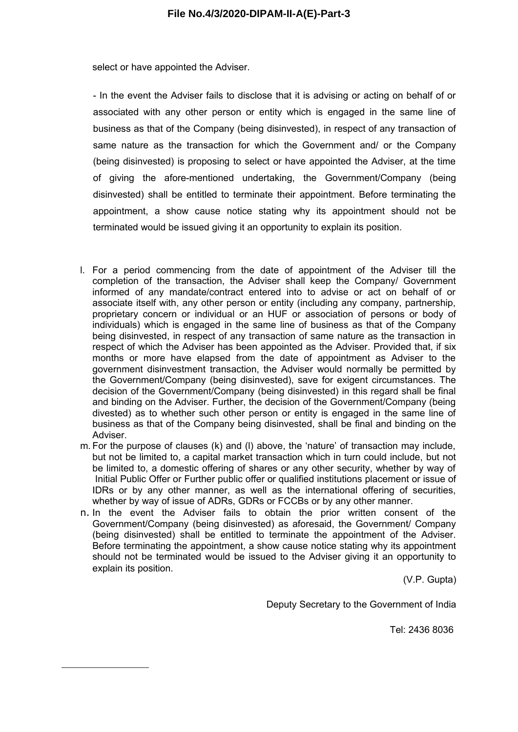select or have appointed the Adviser.

- In the event the Adviser fails to disclose that it is advising or acting on behalf of or associated with any other person or entity which is engaged in the same line of business as that of the Company (being disinvested), in respect of any transaction of same nature as the transaction for which the Government and/ or the Company (being disinvested) is proposing to select or have appointed the Adviser, at the time of giving the afore-mentioned undertaking, the Government/Company (being disinvested) shall be entitled to terminate their appointment. Before terminating the appointment, a show cause notice stating why its appointment should not be terminated would be issued giving it an opportunity to explain its position.

l. For a period commencing from the date of appointment of the Adviser till the completion of the transaction, the Adviser shall keep the Company/ Government informed of any mandate/contract entered into to advise or act on behalf of or associate itself with, any other person or entity (including any company, partnership, proprietary concern or individual or an HUF or association of persons or body of individuals) which is engaged in the same line of business as that of the Company being disinvested, in respect of any transaction of same nature as the transaction in respect of which the Adviser has been appointed as the Adviser. Provided that, if six months or more have elapsed from the date of appointment as Adviser to the government disinvestment transaction, the Adviser would normally be permitted by the Government/Company (being disinvested), save for exigent circumstances. The decision of the Government/Company (being disinvested) in this regard shall be final and binding on the Adviser. Further, the decision of the Government/Company (being divested) as to whether such other person or entity is engaged in the same line of business as that of the Company being disinvested, shall be final and binding on the Adviser.

m. For the purpose of clauses (k) and (l) above, the 'nature' of transaction may include, but not be limited to, a capital market transaction which in turn could include, but not be limited to, a domestic offering of shares or any other security, whether by way of Initial Public Offer or Further public offer or qualified institutions placement or issue of IDRs or by any other manner, as well as the international offering of securities, whether by way of issue of ADRs, GDRs or FCCBs or by any other manner.

n. In the event the Adviser fails to obtain the prior written consent of the Government/Company (being disinvested) as aforesaid, the Government/ Company (being disinvested) shall be entitled to terminate the appointment of the Adviser. Before terminating the appointment, a show cause notice stating why its appointment should not be terminated would be issued to the Adviser giving it an opportunity to explain its position.

(V.P. Gupta)

Deputy Secretary to the Government of India

Tel: 2436 8036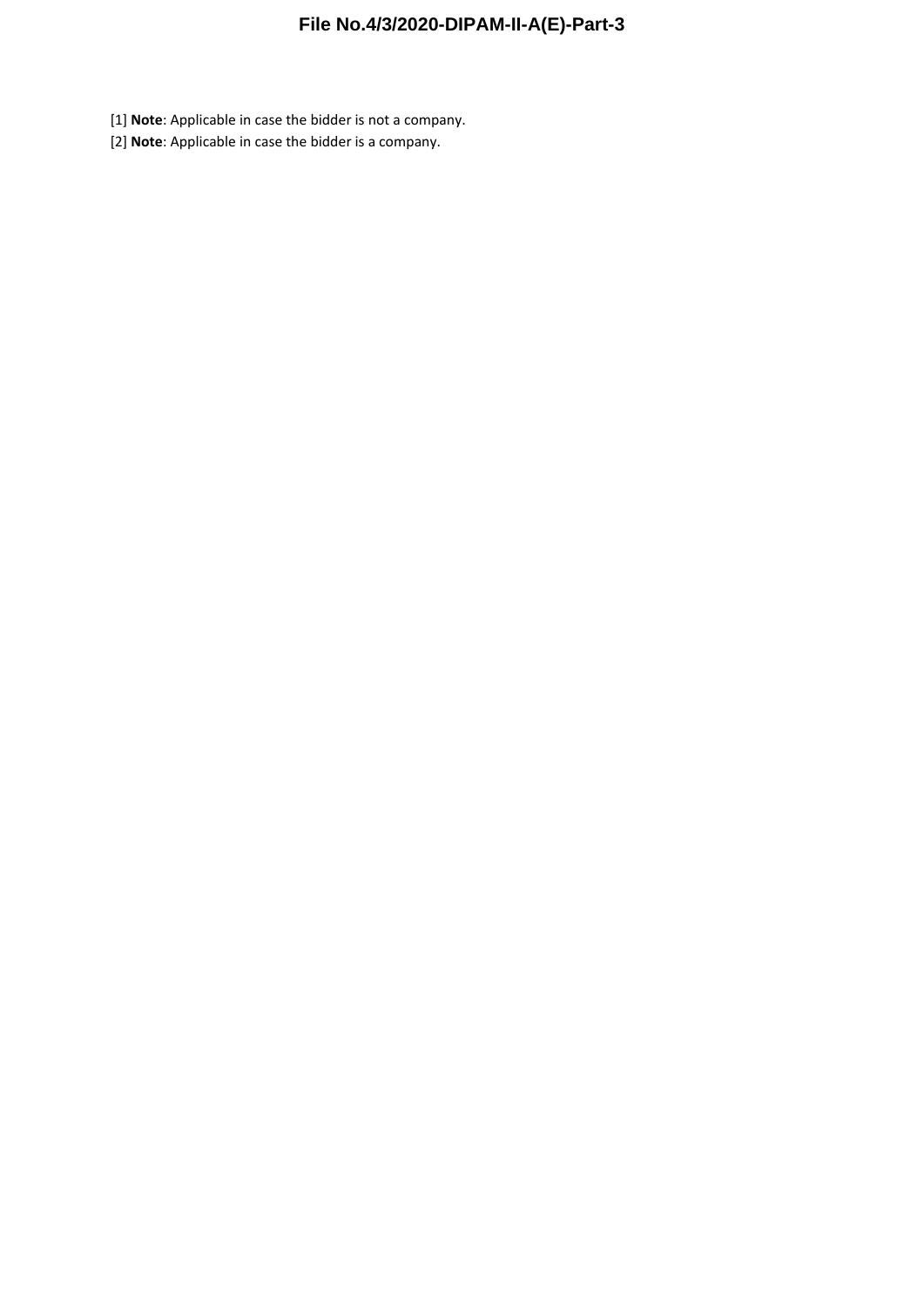[1] **Note**: Applicable in case the bidder is not a company.

[2] **Note**: Applicable in case the bidder is a company.